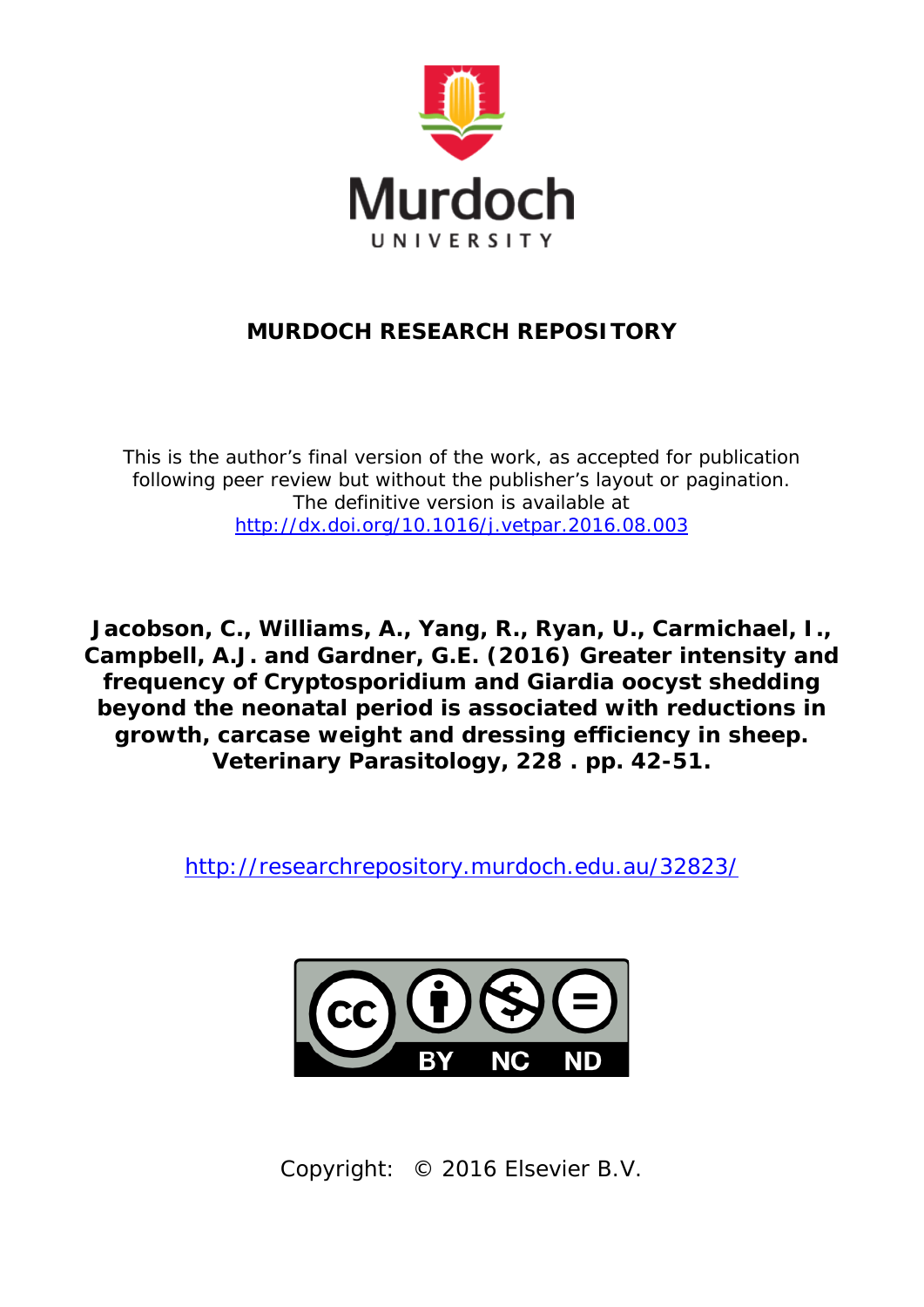# MURDOCH RESEARCH REPOSITORY

This is the author's final version of the work, as accepted for publication following peer review but without the publisher's layout or pagination. The definitive version is available at http://dx.doi.org/10.1016/j.vetpar.2016.08.003

**Jacobson, C., Williams, A., Yang, R., Ryan, U., Carmichael, I., Campbell, A.J. and Gardner, G.E. (2016) Greater intensity and frequency of Cryptosporidium and Giardia oocyst shedding beyond the neonatal period is associated with reductions in growth, carcase weight and dressing efficiency in sheep. Veterinary Parasitology, 228 . pp. 42-51.**

http://researchrepository.murdoch.edu.au/32823/

Copyright: © 2016 Elsevier B.V.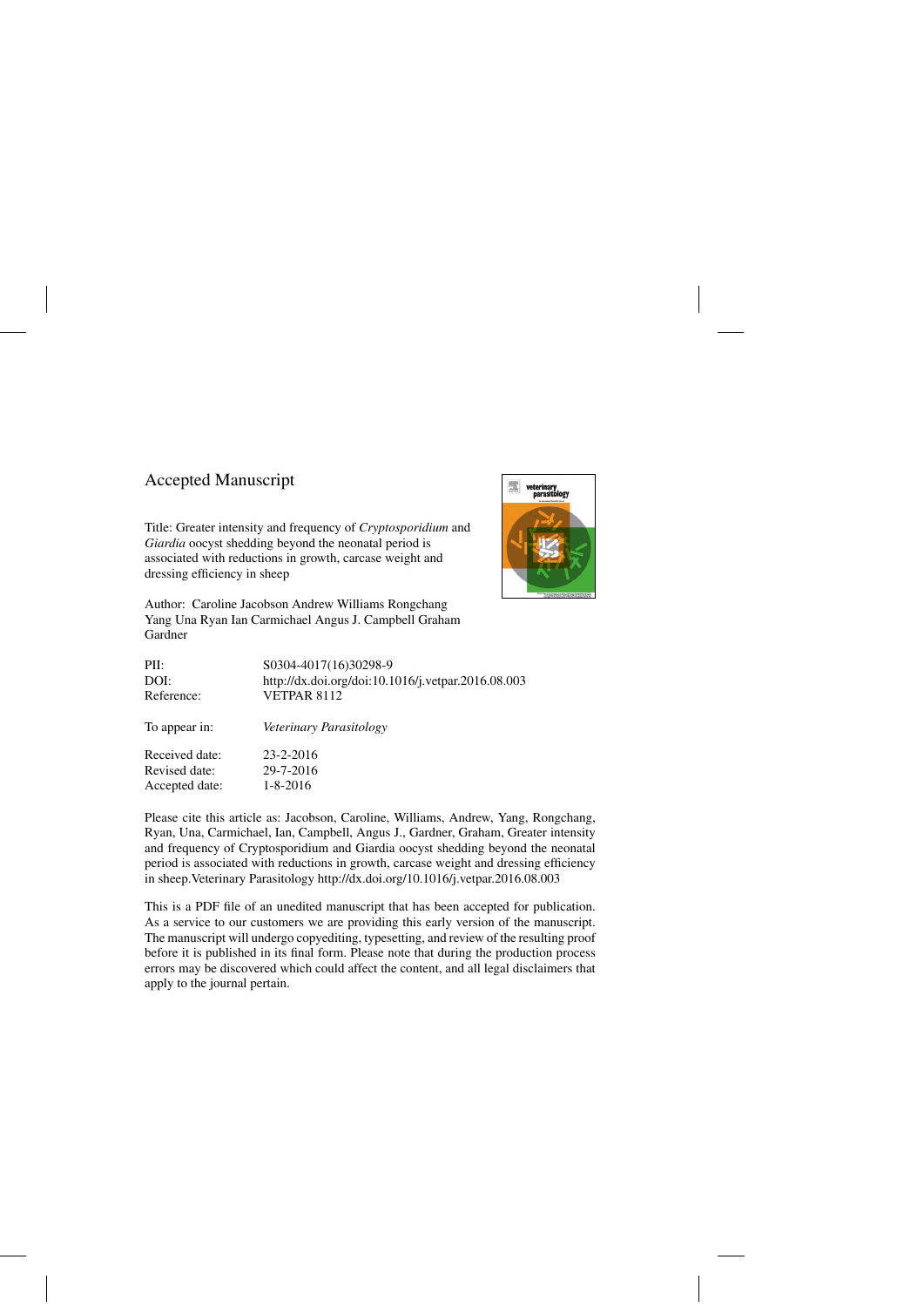Accepted Manuscript

Title: Greater intensity and frequency of *Cryptosporidium* and *Giardia* oocyst shedding beyond the neonatal period is associated with reductions in growth, carcase weight and dressing efficiency in sheep

Author: Caroline Jacobson Andrew Williams Rongchang Yang Una Ryan Ian Carmichael Angus J. Campbell Graham Gardner

| | |
|---|---|
| PII: | S0304-4017(16)30298-9 |
| DOI: | http://dx.doi.org/doi:10.1016/j.vetpar.2016.08.003 |
| Reference: | VETPAR 8112 |
| To appear in: | *Veterinary Parasitology* |
| Received date: | 23-2-2016 |
| Revised date: | 29-7-2016 |
| Accepted date: | 1-8-2016 |

Please cite this article as: Jacobson, Caroline, Williams, Andrew, Yang, Rongchang, Ryan, Una, Carmichael, Ian, Campbell, Angus J., Gardner, Graham, Greater intensity and frequency of Cryptosporidium and Giardia oocyst shedding beyond the neonatal period is associated with reductions in growth, carcase weight and dressing efficiency in sheep.Veterinary Parasitology http://dx.doi.org/10.1016/j.vetpar.2016.08.003

This is a PDF file of an unedited manuscript that has been accepted for publication. As a service to our customers we are providing this early version of the manuscript. The manuscript will undergo copyediting, typesetting, and review of the resulting proof before it is published in its final form. Please note that during the production process errors may be discovered which could affect the content, and all legal disclaimers that apply to the journal pertain.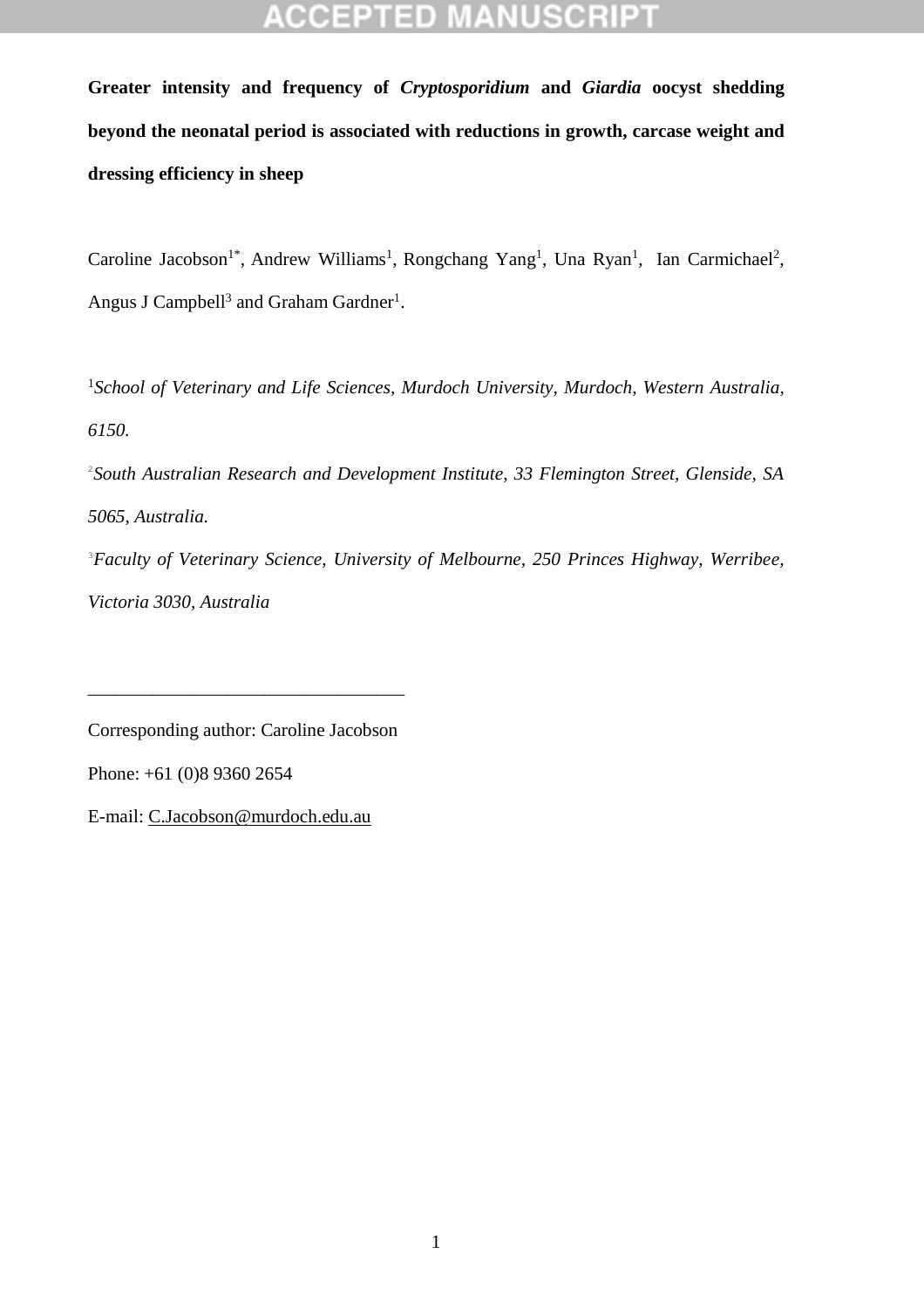**Greater intensity and frequency of *Cryptosporidium* and *Giardia* oocyst shedding beyond the neonatal period is associated with reductions in growth, carcase weight and dressing efficiency in sheep**

Caroline Jacobson[1*], Andrew Williams[1], Rongchang Yang[1], Una Ryan[1], Ian Carmichael[2], Angus J Campbell[3] and Graham Gardner[1].

[1]*School of Veterinary and Life Sciences, Murdoch University, Murdoch, Western Australia, 6150.*

[2]*South Australian Research and Development Institute, 33 Flemington Street, Glenside, SA 5065, Australia.*

[3]*Faculty of Veterinary Science, University of Melbourne, 250 Princes Highway, Werribee, Victoria 3030, Australia*

---

Corresponding author: Caroline Jacobson

Phone: +61 (0)8 9360 2654

E-mail: C.Jacobson@murdoch.edu.au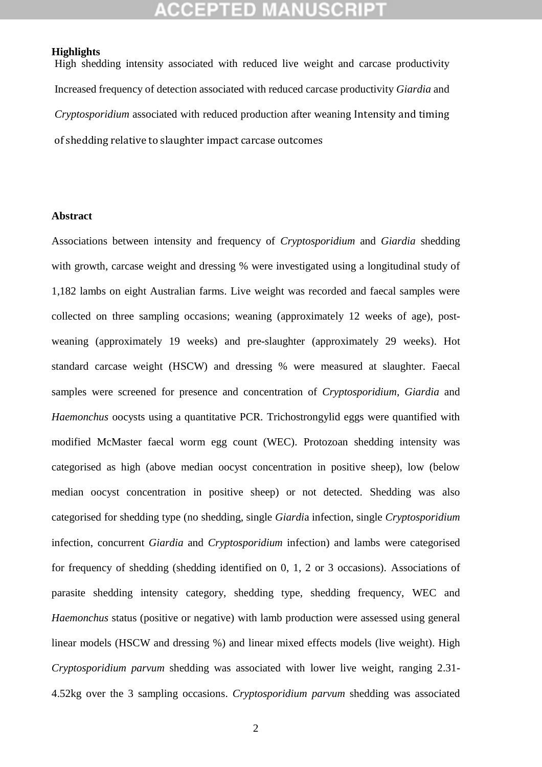**Highlights**

- High shedding intensity associated with reduced live weight and carcase productivity
- Increased frequency of detection associated with reduced carcase productivity
- *Giardia* and *Cryptosporidium* associated with reduced production after weaning
- Intensity and timing of shedding relative to slaughter impact carcase outcomes

**Abstract**

Associations between intensity and frequency of *Cryptosporidium* and *Giardia* shedding with growth, carcase weight and dressing % were investigated using a longitudinal study of 1,182 lambs on eight Australian farms. Live weight was recorded and faecal samples were collected on three sampling occasions; weaning (approximately 12 weeks of age), post-weaning (approximately 19 weeks) and pre-slaughter (approximately 29 weeks). Hot standard carcase weight (HSCW) and dressing % were measured at slaughter. Faecal samples were screened for presence and concentration of *Cryptosporidium, Giardia* and *Haemonchus* oocysts using a quantitative PCR. Trichostrongylid eggs were quantified with modified McMaster faecal worm egg count (WEC). Protozoan shedding intensity was categorised as high (above median oocyst concentration in positive sheep), low (below median oocyst concentration in positive sheep) or not detected. Shedding was also categorised for shedding type (no shedding, single *Giardi*a infection, single *Cryptosporidium* infection, concurrent *Giardia* and *Cryptosporidium* infection) and lambs were categorised for frequency of shedding (shedding identified on 0, 1, 2 or 3 occasions). Associations of parasite shedding intensity category, shedding type, shedding frequency, WEC and *Haemonchus* status (positive or negative) with lamb production were assessed using general linear models (HSCW and dressing %) and linear mixed effects models (live weight). High *Cryptosporidium parvum* shedding was associated with lower live weight, ranging 2.31-4.52kg over the 3 sampling occasions. *Cryptosporidium parvum* shedding was associated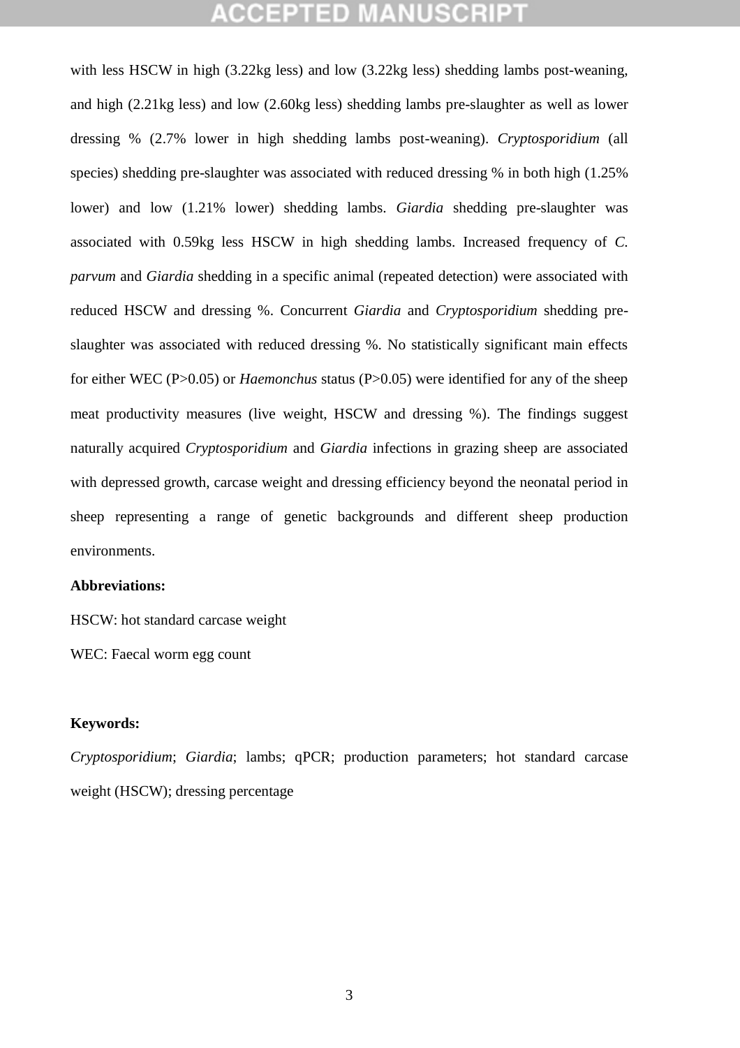with less HSCW in high (3.22kg less) and low (3.22kg less) shedding lambs post-weaning, and high (2.21kg less) and low (2.60kg less) shedding lambs pre-slaughter as well as lower dressing % (2.7% lower in high shedding lambs post-weaning). *Cryptosporidium* (all species) shedding pre-slaughter was associated with reduced dressing % in both high (1.25% lower) and low (1.21% lower) shedding lambs. *Giardia* shedding pre-slaughter was associated with 0.59kg less HSCW in high shedding lambs. Increased frequency of *C. parvum* and *Giardia* shedding in a specific animal (repeated detection) were associated with reduced HSCW and dressing %. Concurrent *Giardia* and *Cryptosporidium* shedding pre-slaughter was associated with reduced dressing %. No statistically significant main effects for either WEC ($P>0.05$) or *Haemonchus* status ($P>0.05$) were identified for any of the sheep meat productivity measures (live weight, HSCW and dressing %). The findings suggest naturally acquired *Cryptosporidium* and *Giardia* infections in grazing sheep are associated with depressed growth, carcase weight and dressing efficiency beyond the neonatal period in sheep representing a range of genetic backgrounds and different sheep production environments.

**Abbreviations:**

HSCW: hot standard carcase weight

WEC: Faecal worm egg count

**Keywords:**

*Cryptosporidium*; *Giardia*; lambs; qPCR; production parameters; hot standard carcase weight (HSCW); dressing percentage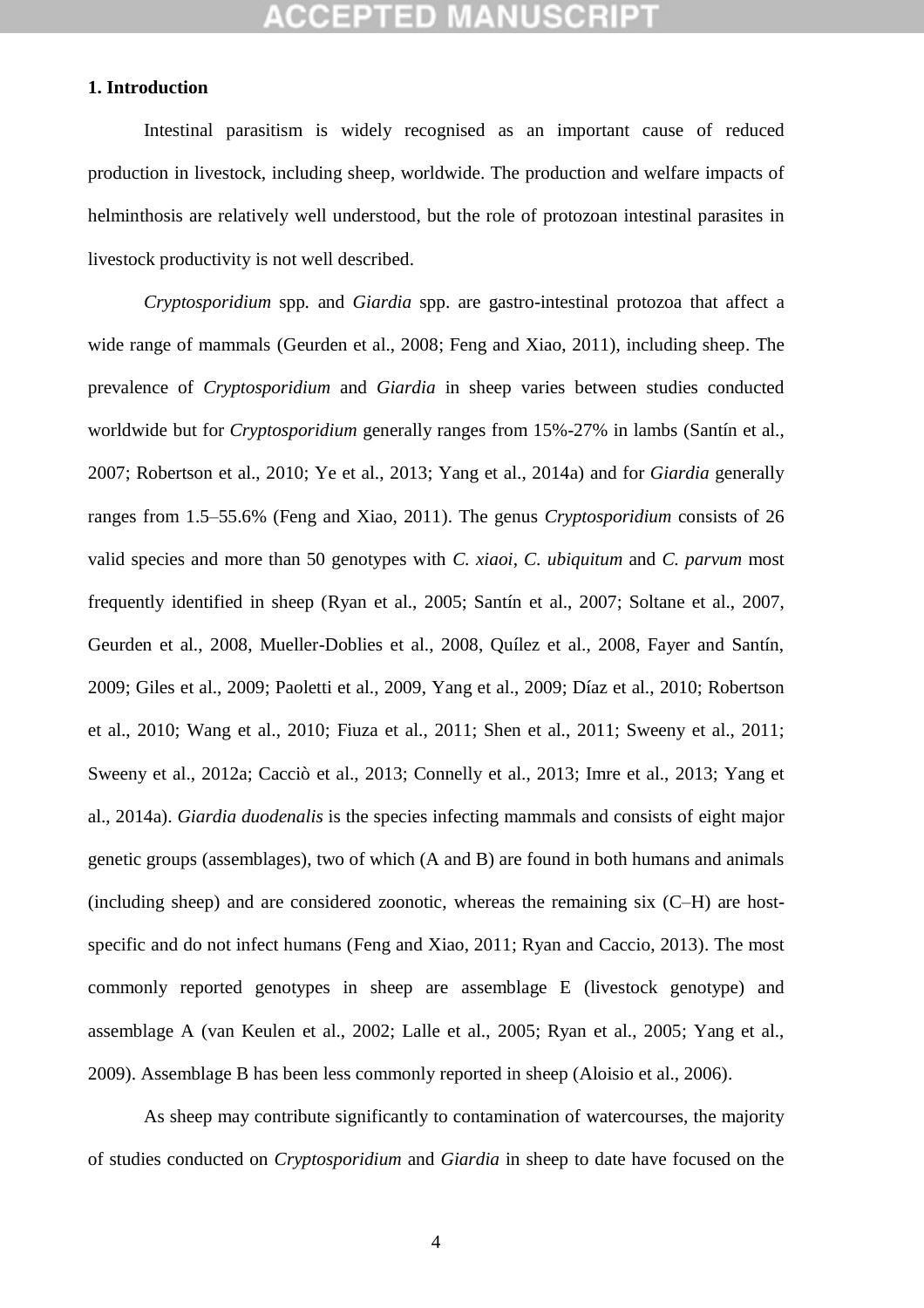## 1. Introduction

Intestinal parasitism is widely recognised as an important cause of reduced production in livestock, including sheep, worldwide. The production and welfare impacts of helminthosis are relatively well understood, but the role of protozoan intestinal parasites in livestock productivity is not well described.

*Cryptosporidium* spp. and *Giardia* spp. are gastro-intestinal protozoa that affect a wide range of mammals (Geurden et al., 2008; Feng and Xiao, 2011), including sheep. The prevalence of *Cryptosporidium* and *Giardia* in sheep varies between studies conducted worldwide but for *Cryptosporidium* generally ranges from 15%-27% in lambs (Santín et al., 2007; Robertson et al., 2010; Ye et al., 2013; Yang et al., 2014a) and for *Giardia* generally ranges from 1.5–55.6% (Feng and Xiao, 2011). The genus *Cryptosporidium* consists of 26 valid species and more than 50 genotypes with *C. xiaoi*, *C. ubiquitum* and *C. parvum* most frequently identified in sheep (Ryan et al., 2005; Santín et al., 2007; Soltane et al., 2007, Geurden et al., 2008, Mueller-Doblies et al., 2008, Quílez et al., 2008, Fayer and Santín, 2009; Giles et al., 2009; Paoletti et al., 2009, Yang et al., 2009; Díaz et al., 2010; Robertson et al., 2010; Wang et al., 2010; Fiuza et al., 2011; Shen et al., 2011; Sweeny et al., 2011; Sweeny et al., 2012a; Cacciò et al., 2013; Connelly et al., 2013; Imre et al., 2013; Yang et al., 2014a). *Giardia duodenalis* is the species infecting mammals and consists of eight major genetic groups (assemblages), two of which (A and B) are found in both humans and animals (including sheep) and are considered zoonotic, whereas the remaining six (C–H) are host-specific and do not infect humans (Feng and Xiao, 2011; Ryan and Caccio, 2013). The most commonly reported genotypes in sheep are assemblage E (livestock genotype) and assemblage A (van Keulen et al., 2002; Lalle et al., 2005; Ryan et al., 2005; Yang et al., 2009). Assemblage B has been less commonly reported in sheep (Aloisio et al., 2006).

As sheep may contribute significantly to contamination of watercourses, the majority of studies conducted on *Cryptosporidium* and *Giardia* in sheep to date have focused on the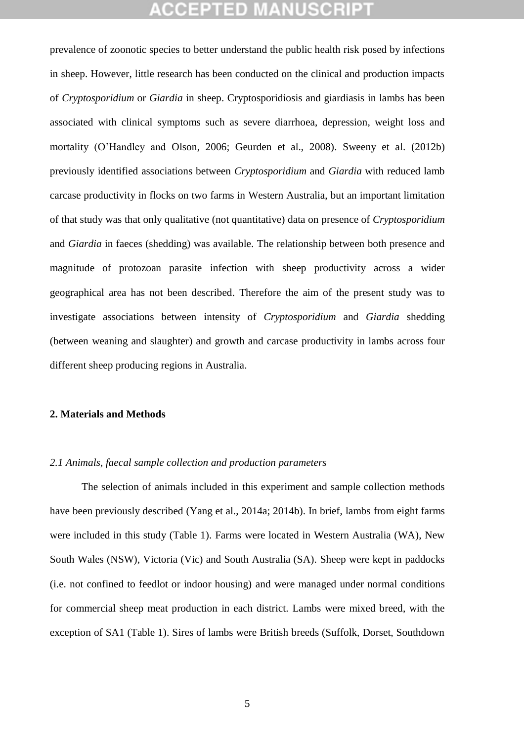prevalence of zoonotic species to better understand the public health risk posed by infections in sheep. However, little research has been conducted on the clinical and production impacts of *Cryptosporidium* or *Giardia* in sheep. Cryptosporidiosis and giardiasis in lambs has been associated with clinical symptoms such as severe diarrhoea, depression, weight loss and mortality (O'Handley and Olson, 2006; Geurden et al., 2008). Sweeny et al. (2012b) previously identified associations between *Cryptosporidium* and *Giardia* with reduced lamb carcase productivity in flocks on two farms in Western Australia, but an important limitation of that study was that only qualitative (not quantitative) data on presence of *Cryptosporidium* and *Giardia* in faeces (shedding) was available. The relationship between both presence and magnitude of protozoan parasite infection with sheep productivity across a wider geographical area has not been described. Therefore the aim of the present study was to investigate associations between intensity of *Cryptosporidium* and *Giardia* shedding (between weaning and slaughter) and growth and carcase productivity in lambs across four different sheep producing regions in Australia.

## 2. Materials and Methods

### *2.1 Animals, faecal sample collection and production parameters*

The selection of animals included in this experiment and sample collection methods have been previously described (Yang et al., 2014a; 2014b). In brief, lambs from eight farms were included in this study (Table 1). Farms were located in Western Australia (WA), New South Wales (NSW), Victoria (Vic) and South Australia (SA). Sheep were kept in paddocks (i.e. not confined to feedlot or indoor housing) and were managed under normal conditions for commercial sheep meat production in each district. Lambs were mixed breed, with the exception of SA1 (Table 1). Sires of lambs were British breeds (Suffolk, Dorset, Southdown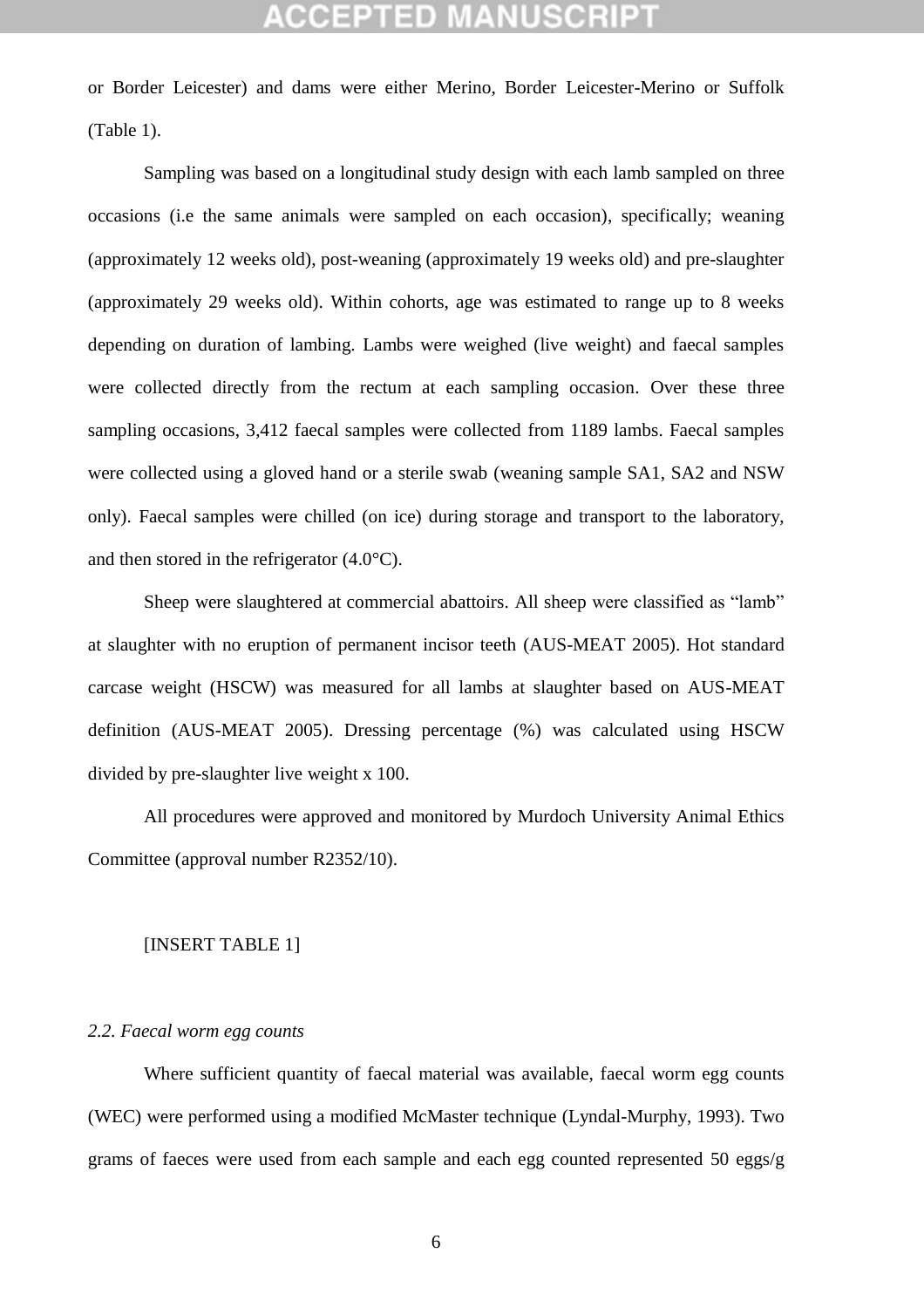or Border Leicester) and dams were either Merino, Border Leicester-Merino or Suffolk (Table 1).

Sampling was based on a longitudinal study design with each lamb sampled on three occasions (i.e the same animals were sampled on each occasion), specifically; weaning (approximately 12 weeks old), post-weaning (approximately 19 weeks old) and pre-slaughter (approximately 29 weeks old). Within cohorts, age was estimated to range up to 8 weeks depending on duration of lambing. Lambs were weighed (live weight) and faecal samples were collected directly from the rectum at each sampling occasion. Over these three sampling occasions, 3,412 faecal samples were collected from 1189 lambs. Faecal samples were collected using a gloved hand or a sterile swab (weaning sample SA1, SA2 and NSW only). Faecal samples were chilled (on ice) during storage and transport to the laboratory, and then stored in the refrigerator (4.0°C).

Sheep were slaughtered at commercial abattoirs. All sheep were classified as "lamb" at slaughter with no eruption of permanent incisor teeth (AUS-MEAT 2005). Hot standard carcase weight (HSCW) was measured for all lambs at slaughter based on AUS-MEAT definition (AUS-MEAT 2005). Dressing percentage (%) was calculated using HSCW divided by pre-slaughter live weight x 100.

All procedures were approved and monitored by Murdoch University Animal Ethics Committee (approval number R2352/10).

[INSERT TABLE 1]

*2.2. Faecal worm egg counts*

Where sufficient quantity of faecal material was available, faecal worm egg counts (WEC) were performed using a modified McMaster technique (Lyndal-Murphy, 1993). Two grams of faeces were used from each sample and each egg counted represented 50 eggs/g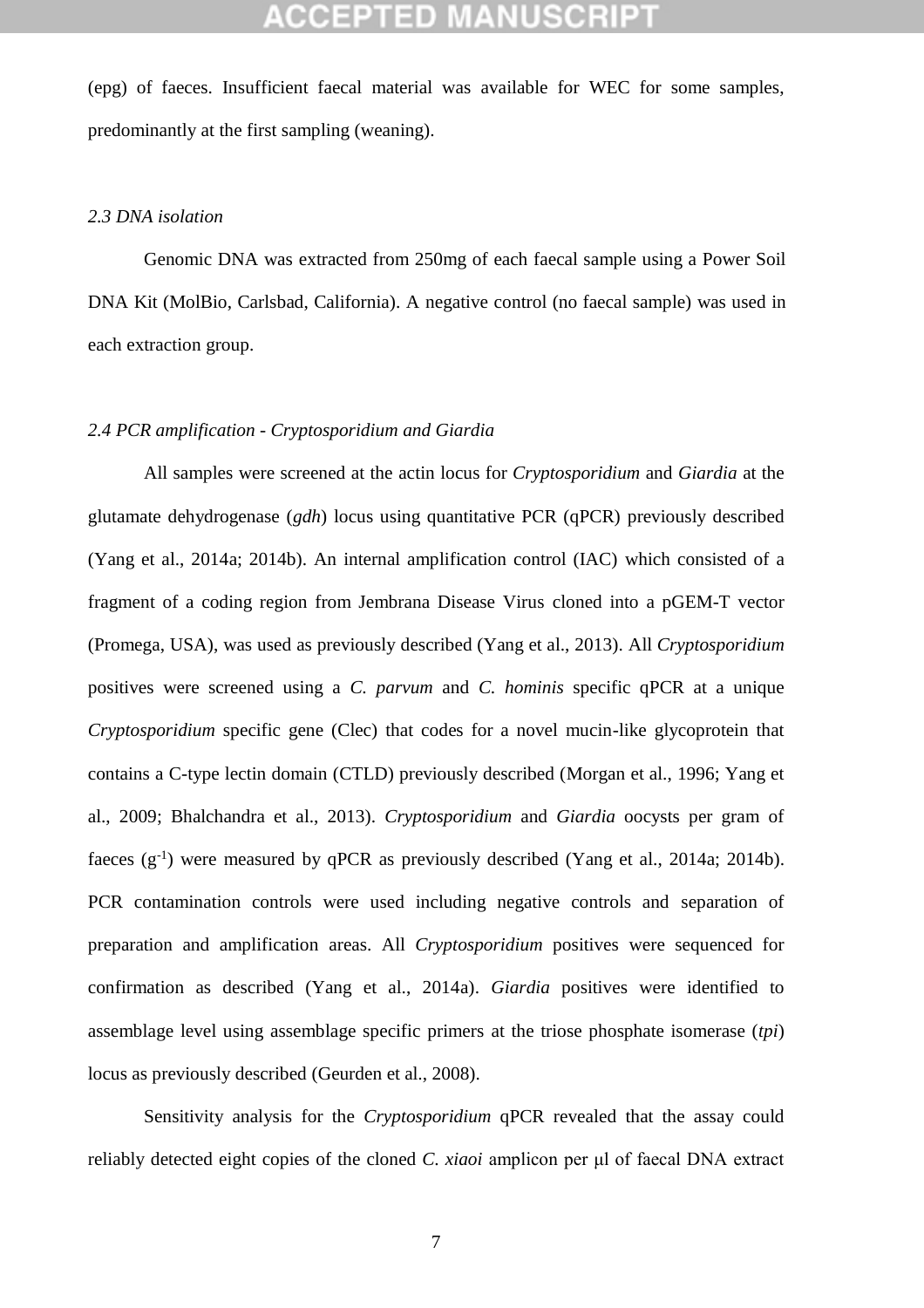(epg) of faeces. Insufficient faecal material was available for WEC for some samples, predominantly at the first sampling (weaning).

### *2.3 DNA isolation*

Genomic DNA was extracted from 250mg of each faecal sample using a Power Soil DNA Kit (MolBio, Carlsbad, California). A negative control (no faecal sample) was used in each extraction group.

### *2.4 PCR amplification - Cryptosporidium and Giardia*

All samples were screened at the actin locus for *Cryptosporidium* and *Giardia* at the glutamate dehydrogenase (*gdh*) locus using quantitative PCR (qPCR) previously described (Yang et al., 2014a; 2014b). An internal amplification control (IAC) which consisted of a fragment of a coding region from Jembrana Disease Virus cloned into a pGEM-T vector (Promega, USA), was used as previously described (Yang et al., 2013). All *Cryptosporidium* positives were screened using a *C. parvum* and *C. hominis* specific qPCR at a unique *Cryptosporidium* specific gene (Clec) that codes for a novel mucin-like glycoprotein that contains a C-type lectin domain (CTLD) previously described (Morgan et al., 1996; Yang et al., 2009; Bhalchandra et al., 2013). *Cryptosporidium* and *Giardia* oocysts per gram of faeces ($g^{-1}$) were measured by qPCR as previously described (Yang et al., 2014a; 2014b). PCR contamination controls were used including negative controls and separation of preparation and amplification areas. All *Cryptosporidium* positives were sequenced for confirmation as described (Yang et al., 2014a). *Giardia* positives were identified to assemblage level using assemblage specific primers at the triose phosphate isomerase (*tpi*) locus as previously described (Geurden et al., 2008).

Sensitivity analysis for the *Cryptosporidium* qPCR revealed that the assay could reliably detected eight copies of the cloned *C. xiaoi* amplicon per μl of faecal DNA extract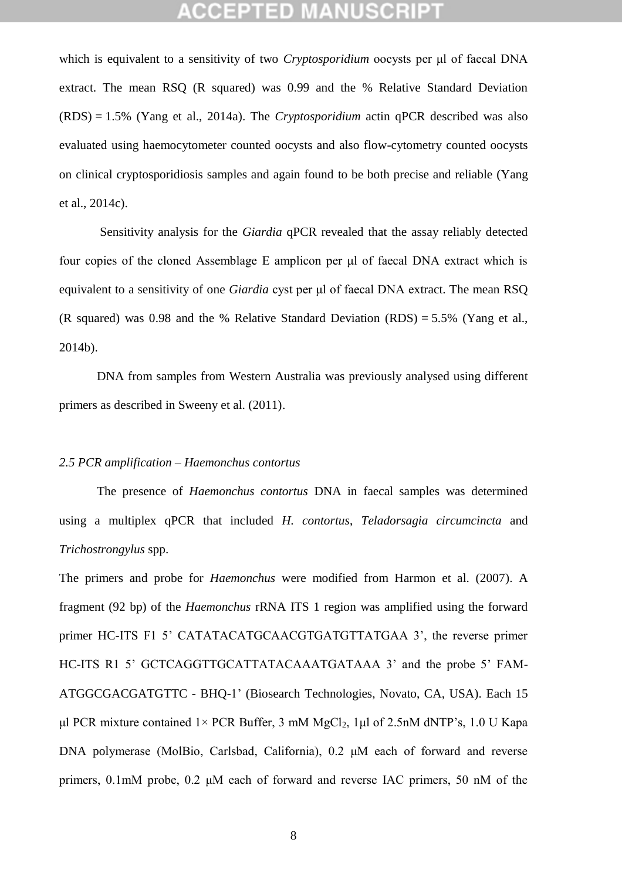which is equivalent to a sensitivity of two *Cryptosporidium* oocysts per μl of faecal DNA extract. The mean RSQ (R squared) was 0.99 and the % Relative Standard Deviation (RDS) = 1.5% (Yang et al., 2014a). The *Cryptosporidium* actin qPCR described was also evaluated using haemocytometer counted oocysts and also flow-cytometry counted oocysts on clinical cryptosporidiosis samples and again found to be both precise and reliable (Yang et al., 2014c).

Sensitivity analysis for the *Giardia* qPCR revealed that the assay reliably detected four copies of the cloned Assemblage E amplicon per μl of faecal DNA extract which is equivalent to a sensitivity of one *Giardia* cyst per μl of faecal DNA extract. The mean RSQ (R squared) was 0.98 and the % Relative Standard Deviation (RDS) = 5.5% (Yang et al., 2014b).

DNA from samples from Western Australia was previously analysed using different primers as described in Sweeny et al. (2011).

*2.5 PCR amplification – Haemonchus contortus*

The presence of *Haemonchus contortus* DNA in faecal samples was determined using a multiplex qPCR that included *H. contortus*, *Teladorsagia circumcincta* and *Trichostrongylus* spp.

The primers and probe for *Haemonchus* were modified from Harmon et al. (2007). A fragment (92 bp) of the *Haemonchus* rRNA ITS 1 region was amplified using the forward primer HC-ITS F1 5' CATATACATGCAACGTGATGTTATGAA 3', the reverse primer HC-ITS R1 5' GCTCAGGTTGCATTATACAAATGATAAA 3' and the probe 5' FAM-ATGGCGACGATGTTC - BHQ-1' (Biosearch Technologies, Novato, CA, USA). Each 15 μl PCR mixture contained 1× PCR Buffer, 3 mM $MgCl_2$, 1μl of 2.5nM dNTP's, 1.0 U Kapa DNA polymerase (MolBio, Carlsbad, California), 0.2 μM each of forward and reverse primers, 0.1mM probe, 0.2 μM each of forward and reverse IAC primers, 50 nM of the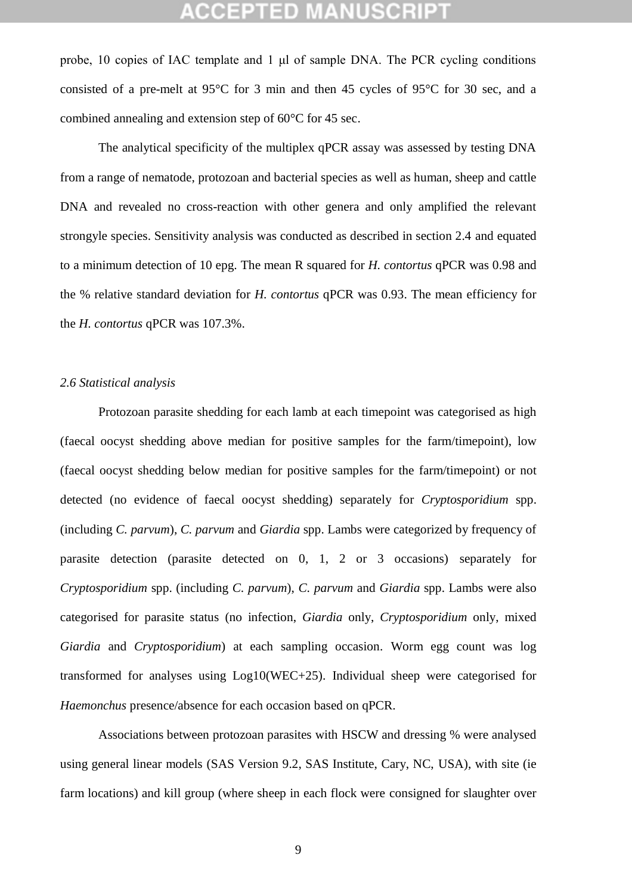probe, 10 copies of IAC template and 1 μl of sample DNA. The PCR cycling conditions consisted of a pre-melt at 95°C for 3 min and then 45 cycles of 95°C for 30 sec, and a combined annealing and extension step of 60°C for 45 sec.

The analytical specificity of the multiplex qPCR assay was assessed by testing DNA from a range of nematode, protozoan and bacterial species as well as human, sheep and cattle DNA and revealed no cross-reaction with other genera and only amplified the relevant strongyle species. Sensitivity analysis was conducted as described in section 2.4 and equated to a minimum detection of 10 epg. The mean R squared for *H. contortus* qPCR was 0.98 and the % relative standard deviation for *H. contortus* qPCR was 0.93. The mean efficiency for the *H. contortus* qPCR was 107.3%.

*2.6 Statistical analysis*

Protozoan parasite shedding for each lamb at each timepoint was categorised as high (faecal oocyst shedding above median for positive samples for the farm/timepoint), low (faecal oocyst shedding below median for positive samples for the farm/timepoint) or not detected (no evidence of faecal oocyst shedding) separately for *Cryptosporidium* spp. (including *C. parvum*), *C. parvum* and *Giardia* spp. Lambs were categorized by frequency of parasite detection (parasite detected on 0, 1, 2 or 3 occasions) separately for *Cryptosporidium* spp. (including *C. parvum*), *C. parvum* and *Giardia* spp. Lambs were also categorised for parasite status (no infection, *Giardia* only, *Cryptosporidium* only, mixed *Giardia* and *Cryptosporidium*) at each sampling occasion. Worm egg count was log transformed for analyses using Log10(WEC+25). Individual sheep were categorised for *Haemonchus* presence/absence for each occasion based on qPCR.

Associations between protozoan parasites with HSCW and dressing % were analysed using general linear models (SAS Version 9.2, SAS Institute, Cary, NC, USA), with site (ie farm locations) and kill group (where sheep in each flock were consigned for slaughter over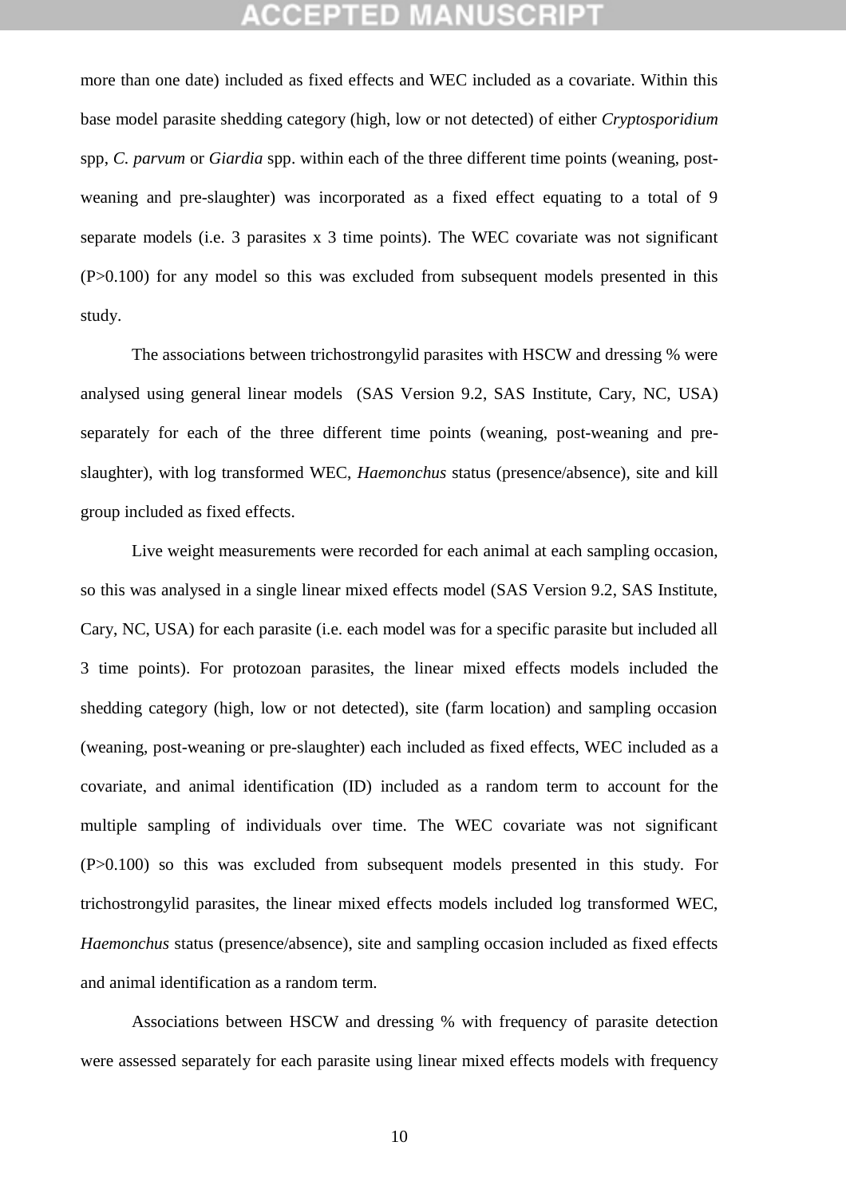more than one date) included as fixed effects and WEC included as a covariate. Within this base model parasite shedding category (high, low or not detected) of either *Cryptosporidium* spp, *C. parvum* or *Giardia* spp. within each of the three different time points (weaning, post-weaning and pre-slaughter) was incorporated as a fixed effect equating to a total of 9 separate models (i.e. 3 parasites x 3 time points). The WEC covariate was not significant (P>0.100) for any model so this was excluded from subsequent models presented in this study.

The associations between trichostrongylid parasites with HSCW and dressing % were analysed using general linear models (SAS Version 9.2, SAS Institute, Cary, NC, USA) separately for each of the three different time points (weaning, post-weaning and pre-slaughter), with log transformed WEC, *Haemonchus* status (presence/absence), site and kill group included as fixed effects.

Live weight measurements were recorded for each animal at each sampling occasion, so this was analysed in a single linear mixed effects model (SAS Version 9.2, SAS Institute, Cary, NC, USA) for each parasite (i.e. each model was for a specific parasite but included all 3 time points). For protozoan parasites, the linear mixed effects models included the shedding category (high, low or not detected), site (farm location) and sampling occasion (weaning, post-weaning or pre-slaughter) each included as fixed effects, WEC included as a covariate, and animal identification (ID) included as a random term to account for the multiple sampling of individuals over time. The WEC covariate was not significant (P>0.100) so this was excluded from subsequent models presented in this study. For trichostrongylid parasites, the linear mixed effects models included log transformed WEC, *Haemonchus* status (presence/absence), site and sampling occasion included as fixed effects and animal identification as a random term.

Associations between HSCW and dressing % with frequency of parasite detection were assessed separately for each parasite using linear mixed effects models with frequency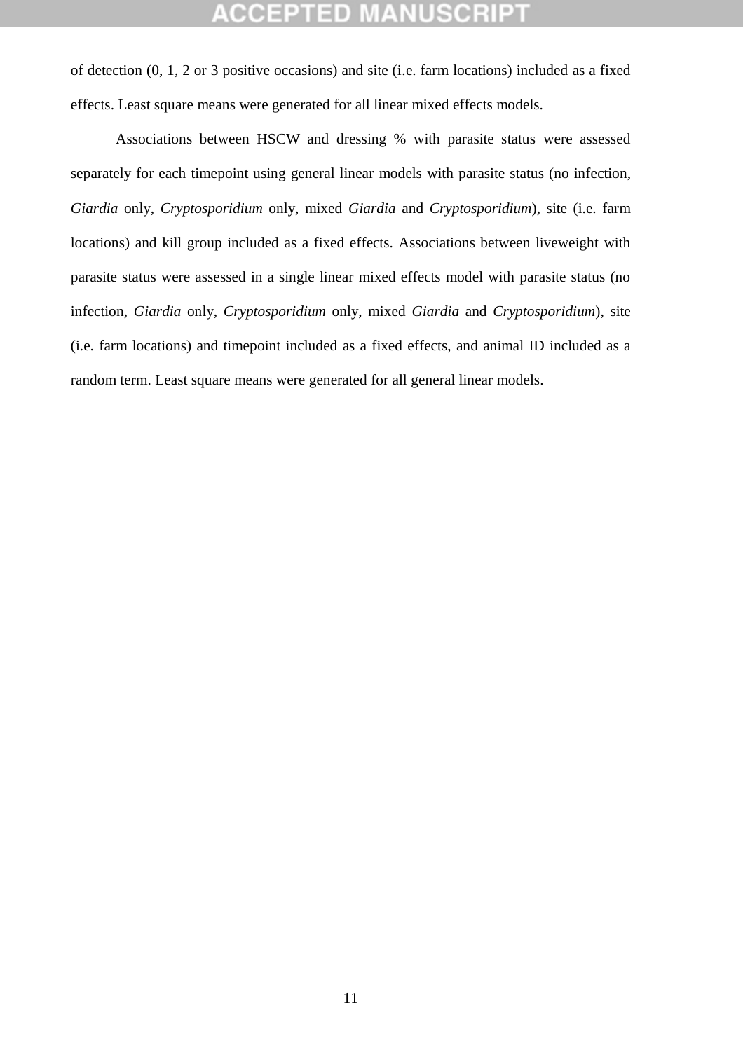of detection (0, 1, 2 or 3 positive occasions) and site (i.e. farm locations) included as a fixed effects. Least square means were generated for all linear mixed effects models.

Associations between HSCW and dressing % with parasite status were assessed separately for each timepoint using general linear models with parasite status (no infection, *Giardia* only, *Cryptosporidium* only, mixed *Giardia* and *Cryptosporidium*), site (i.e. farm locations) and kill group included as a fixed effects. Associations between liveweight with parasite status were assessed in a single linear mixed effects model with parasite status (no infection, *Giardia* only, *Cryptosporidium* only, mixed *Giardia* and *Cryptosporidium*), site (i.e. farm locations) and timepoint included as a fixed effects, and animal ID included as a random term. Least square means were generated for all general linear models.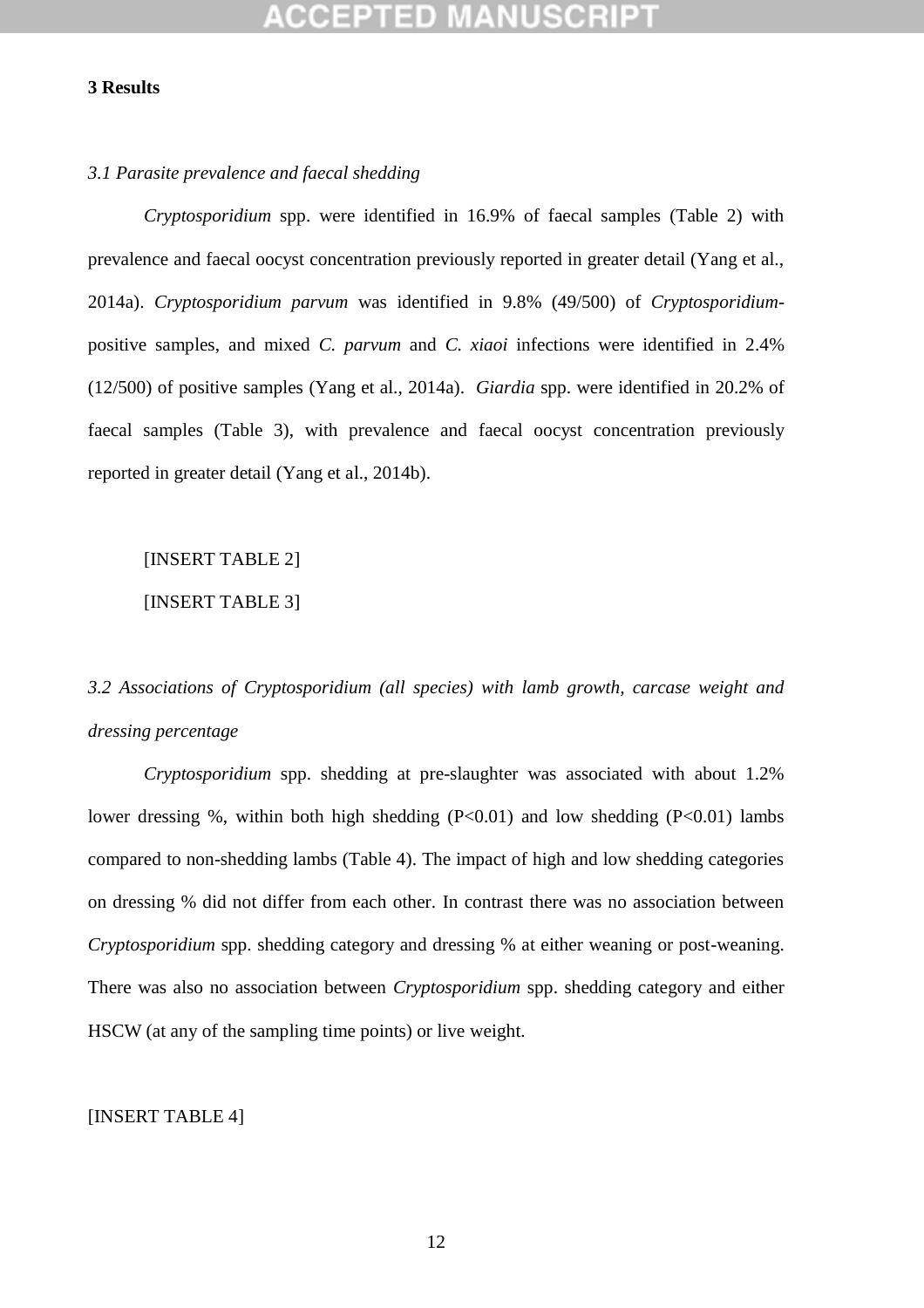## 3 Results

### *3.1 Parasite prevalence and faecal shedding*

*Cryptosporidium* spp. were identified in 16.9% of faecal samples (Table 2) with prevalence and faecal oocyst concentration previously reported in greater detail (Yang et al., 2014a). *Cryptosporidium parvum* was identified in 9.8% (49/500) of *Cryptosporidium*-positive samples, and mixed *C. parvum* and *C. xiaoi* infections were identified in 2.4% (12/500) of positive samples (Yang et al., 2014a). *Giardia* spp. were identified in 20.2% of faecal samples (Table 3), with prevalence and faecal oocyst concentration previously reported in greater detail (Yang et al., 2014b).

[INSERT TABLE 2]

[INSERT TABLE 3]

### *3.2 Associations of Cryptosporidium (all species) with lamb growth, carcase weight and dressing percentage*

*Cryptosporidium* spp. shedding at pre-slaughter was associated with about 1.2% lower dressing %, within both high shedding ($P<0.01$) and low shedding ($P<0.01$) lambs compared to non-shedding lambs (Table 4). The impact of high and low shedding categories on dressing % did not differ from each other. In contrast there was no association between *Cryptosporidium* spp. shedding category and dressing % at either weaning or post-weaning. There was also no association between *Cryptosporidium* spp. shedding category and either HSCW (at any of the sampling time points) or live weight.

[INSERT TABLE 4]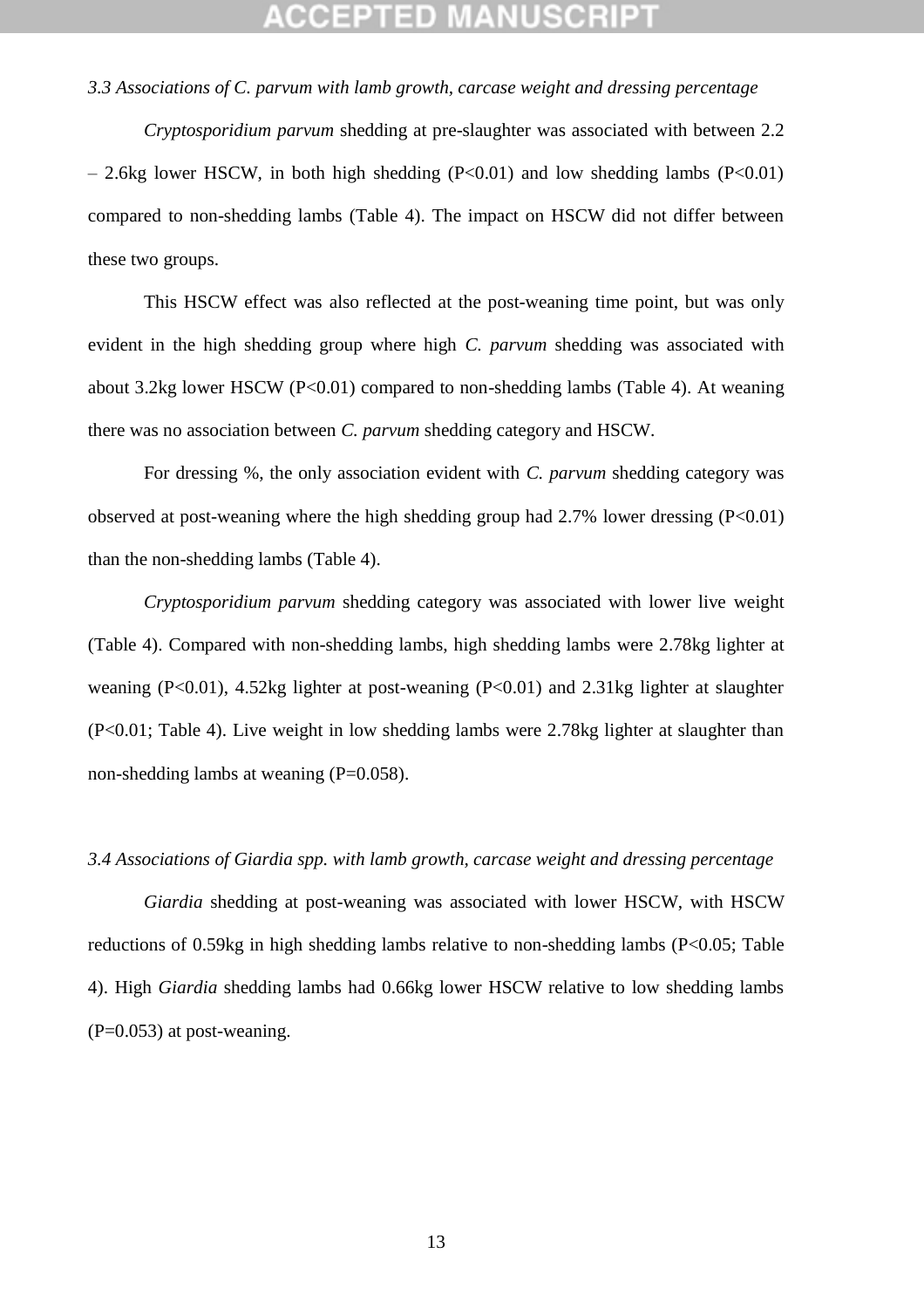### *3.3 Associations of C. parvum with lamb growth, carcase weight and dressing percentage*

*Cryptosporidium parvum* shedding at pre-slaughter was associated with between 2.2 – 2.6kg lower HSCW, in both high shedding ($P<0.01$) and low shedding lambs ($P<0.01$) compared to non-shedding lambs (Table 4). The impact on HSCW did not differ between these two groups.

This HSCW effect was also reflected at the post-weaning time point, but was only evident in the high shedding group where high *C. parvum* shedding was associated with about 3.2kg lower HSCW ($P<0.01$) compared to non-shedding lambs (Table 4). At weaning there was no association between *C. parvum* shedding category and HSCW.

For dressing %, the only association evident with *C. parvum* shedding category was observed at post-weaning where the high shedding group had 2.7% lower dressing ($P<0.01$) than the non-shedding lambs (Table 4).

*Cryptosporidium parvum* shedding category was associated with lower live weight (Table 4). Compared with non-shedding lambs, high shedding lambs were 2.78kg lighter at weaning ($P<0.01$), 4.52kg lighter at post-weaning ($P<0.01$) and 2.31kg lighter at slaughter ($P<0.01$; Table 4). Live weight in low shedding lambs were 2.78kg lighter at slaughter than non-shedding lambs at weaning ($P=0.058$).

### *3.4 Associations of Giardia spp. with lamb growth, carcase weight and dressing percentage*

*Giardia* shedding at post-weaning was associated with lower HSCW, with HSCW reductions of 0.59kg in high shedding lambs relative to non-shedding lambs ($P<0.05$; Table 4). High *Giardia* shedding lambs had 0.66kg lower HSCW relative to low shedding lambs ($P=0.053$) at post-weaning.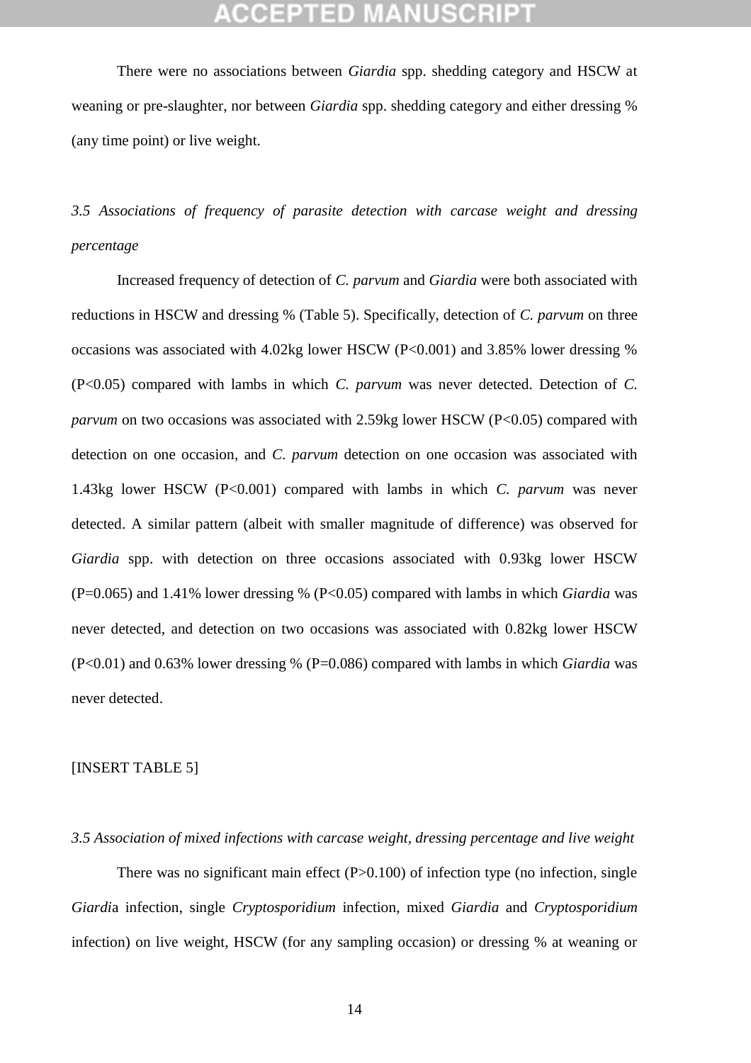There were no associations between *Giardia* spp. shedding category and HSCW at weaning or pre-slaughter, nor between *Giardia* spp. shedding category and either dressing % (any time point) or live weight.

### *3.5 Associations of frequency of parasite detection with carcase weight and dressing percentage*

Increased frequency of detection of *C. parvum* and *Giardia* were both associated with reductions in HSCW and dressing % (Table 5). Specifically, detection of *C. parvum* on three occasions was associated with 4.02kg lower HSCW ($P<0.001$) and 3.85% lower dressing % ($P<0.05$) compared with lambs in which *C. parvum* was never detected. Detection of *C. parvum* on two occasions was associated with 2.59kg lower HSCW ($P<0.05$) compared with detection on one occasion, and *C. parvum* detection on one occasion was associated with 1.43kg lower HSCW ($P<0.001$) compared with lambs in which *C. parvum* was never detected. A similar pattern (albeit with smaller magnitude of difference) was observed for *Giardia* spp. with detection on three occasions associated with 0.93kg lower HSCW ($P=0.065$) and 1.41% lower dressing % ($P<0.05$) compared with lambs in which *Giardia* was never detected, and detection on two occasions was associated with 0.82kg lower HSCW ($P<0.01$) and 0.63% lower dressing % ($P=0.086$) compared with lambs in which *Giardia* was never detected.

[INSERT TABLE 5]

### *3.5 Association of mixed infections with carcase weight, dressing percentage and live weight*

There was no significant main effect ($P>0.100$) of infection type (no infection, single *Giardi*a infection, single *Cryptosporidium* infection, mixed *Giardia* and *Cryptosporidium* infection) on live weight, HSCW (for any sampling occasion) or dressing % at weaning or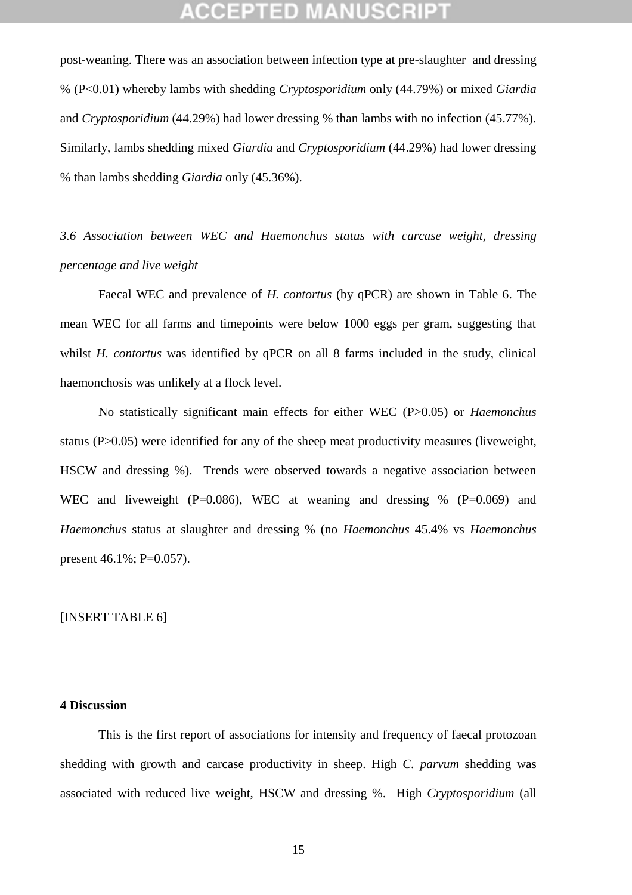post-weaning. There was an association between infection type at pre-slaughter and dressing % ($P<0.01$) whereby lambs with shedding *Cryptosporidium* only (44.79%) or mixed *Giardia* and *Cryptosporidium* (44.29%) had lower dressing % than lambs with no infection (45.77%). Similarly, lambs shedding mixed *Giardia* and *Cryptosporidium* (44.29%) had lower dressing % than lambs shedding *Giardia* only (45.36%).

### *3.6 Association between WEC and Haemonchus status with carcase weight, dressing percentage and live weight*

Faecal WEC and prevalence of *H. contortus* (by qPCR) are shown in Table 6. The mean WEC for all farms and timepoints were below 1000 eggs per gram, suggesting that whilst *H. contortus* was identified by qPCR on all 8 farms included in the study, clinical haemonchosis was unlikely at a flock level.

No statistically significant main effects for either WEC ($P>0.05$) or *Haemonchus* status ($P>0.05$) were identified for any of the sheep meat productivity measures (liveweight, HSCW and dressing %). Trends were observed towards a negative association between WEC and liveweight ($P=0.086$), WEC at weaning and dressing % ($P=0.069$) and *Haemonchus* status at slaughter and dressing % (no *Haemonchus* 45.4% vs *Haemonchus* present 46.1%; $P=0.057$).

[INSERT TABLE 6]

## 4 Discussion

This is the first report of associations for intensity and frequency of faecal protozoan shedding with growth and carcase productivity in sheep. High *C. parvum* shedding was associated with reduced live weight, HSCW and dressing %. High *Cryptosporidium* (all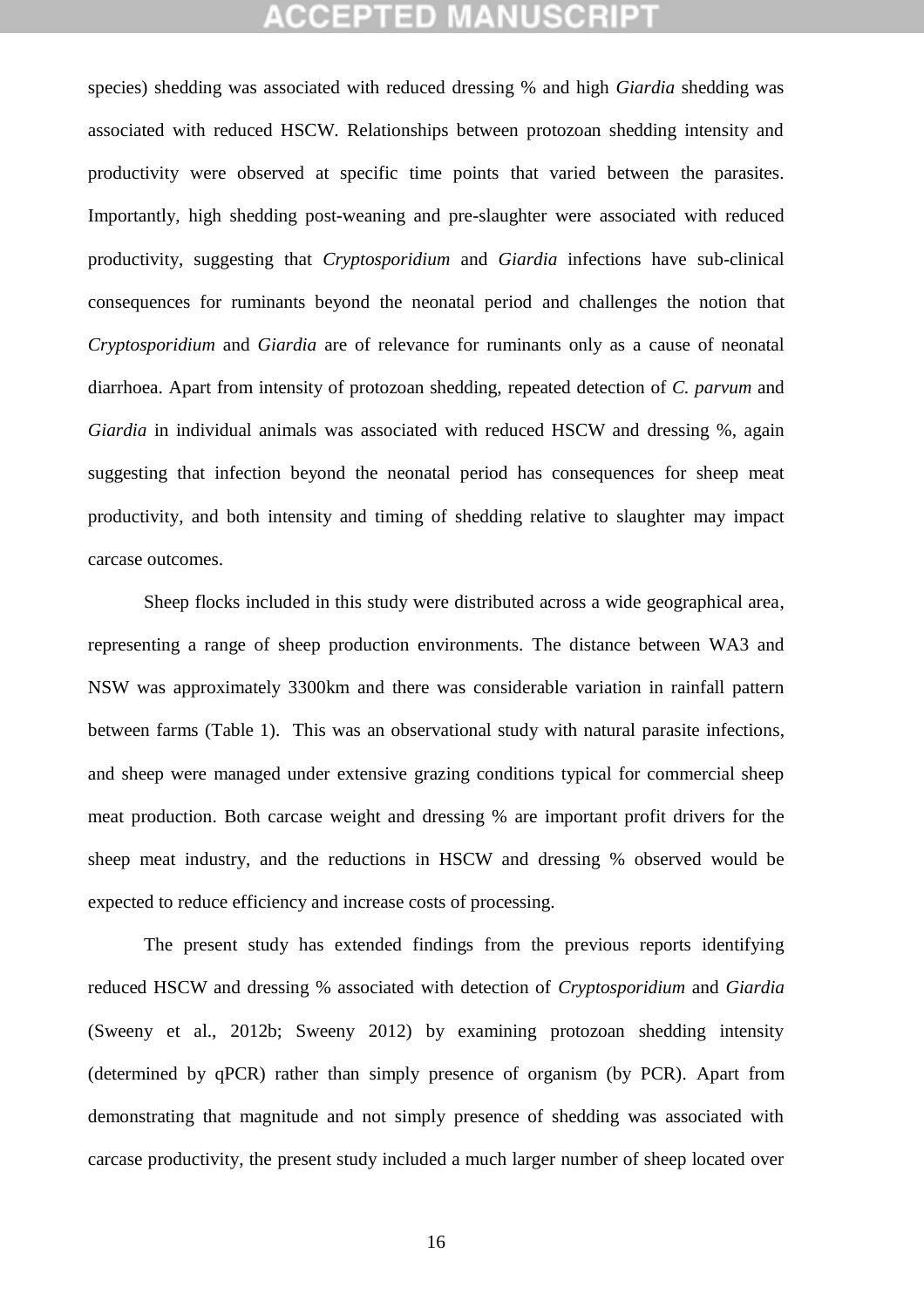species) shedding was associated with reduced dressing % and high *Giardia* shedding was associated with reduced HSCW. Relationships between protozoan shedding intensity and productivity were observed at specific time points that varied between the parasites. Importantly, high shedding post-weaning and pre-slaughter were associated with reduced productivity, suggesting that *Cryptosporidium* and *Giardia* infections have sub-clinical consequences for ruminants beyond the neonatal period and challenges the notion that *Cryptosporidium* and *Giardia* are of relevance for ruminants only as a cause of neonatal diarrhoea. Apart from intensity of protozoan shedding, repeated detection of *C. parvum* and *Giardia* in individual animals was associated with reduced HSCW and dressing %, again suggesting that infection beyond the neonatal period has consequences for sheep meat productivity, and both intensity and timing of shedding relative to slaughter may impact carcase outcomes.

Sheep flocks included in this study were distributed across a wide geographical area, representing a range of sheep production environments. The distance between WA3 and NSW was approximately 3300km and there was considerable variation in rainfall pattern between farms (Table 1). This was an observational study with natural parasite infections, and sheep were managed under extensive grazing conditions typical for commercial sheep meat production. Both carcase weight and dressing % are important profit drivers for the sheep meat industry, and the reductions in HSCW and dressing % observed would be expected to reduce efficiency and increase costs of processing.

The present study has extended findings from the previous reports identifying reduced HSCW and dressing % associated with detection of *Cryptosporidium* and *Giardia* (Sweeny et al., 2012b; Sweeny 2012) by examining protozoan shedding intensity (determined by qPCR) rather than simply presence of organism (by PCR). Apart from demonstrating that magnitude and not simply presence of shedding was associated with carcase productivity, the present study included a much larger number of sheep located over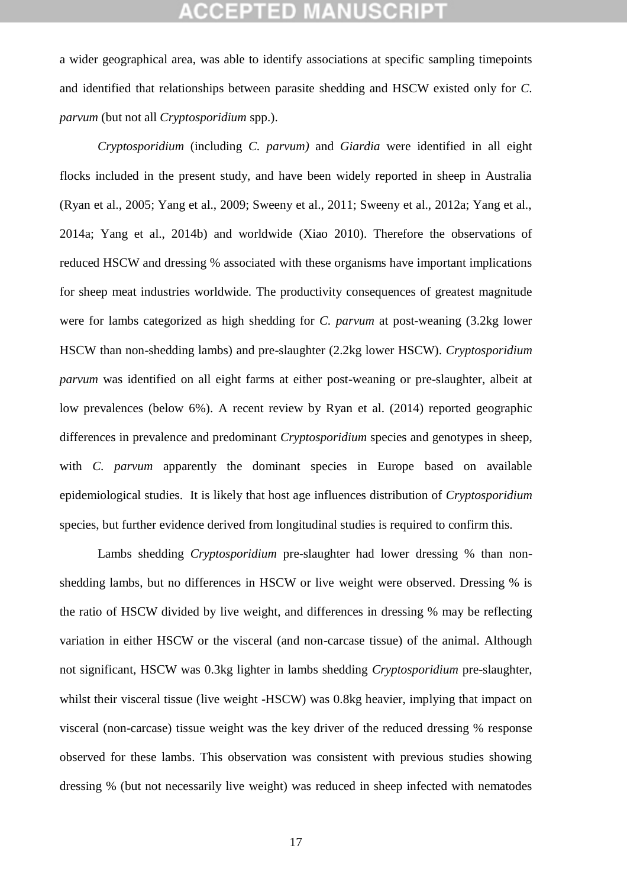a wider geographical area, was able to identify associations at specific sampling timepoints and identified that relationships between parasite shedding and HSCW existed only for *C. parvum* (but not all *Cryptosporidium* spp.).

*Cryptosporidium* (including *C. parvum)* and *Giardia* were identified in all eight flocks included in the present study, and have been widely reported in sheep in Australia (Ryan et al., 2005; Yang et al., 2009; Sweeny et al., 2011; Sweeny et al., 2012a; Yang et al., 2014a; Yang et al., 2014b) and worldwide (Xiao 2010). Therefore the observations of reduced HSCW and dressing % associated with these organisms have important implications for sheep meat industries worldwide. The productivity consequences of greatest magnitude were for lambs categorized as high shedding for *C. parvum* at post-weaning (3.2kg lower HSCW than non-shedding lambs) and pre-slaughter (2.2kg lower HSCW). *Cryptosporidium parvum* was identified on all eight farms at either post-weaning or pre-slaughter, albeit at low prevalences (below 6%). A recent review by Ryan et al. (2014) reported geographic differences in prevalence and predominant *Cryptosporidium* species and genotypes in sheep, with *C. parvum* apparently the dominant species in Europe based on available epidemiological studies. It is likely that host age influences distribution of *Cryptosporidium* species, but further evidence derived from longitudinal studies is required to confirm this.

Lambs shedding *Cryptosporidium* pre-slaughter had lower dressing % than non-shedding lambs, but no differences in HSCW or live weight were observed. Dressing % is the ratio of HSCW divided by live weight, and differences in dressing % may be reflecting variation in either HSCW or the visceral (and non-carcase tissue) of the animal. Although not significant, HSCW was 0.3kg lighter in lambs shedding *Cryptosporidium* pre-slaughter, whilst their visceral tissue (live weight -HSCW) was 0.8kg heavier, implying that impact on visceral (non-carcase) tissue weight was the key driver of the reduced dressing % response observed for these lambs. This observation was consistent with previous studies showing dressing % (but not necessarily live weight) was reduced in sheep infected with nematodes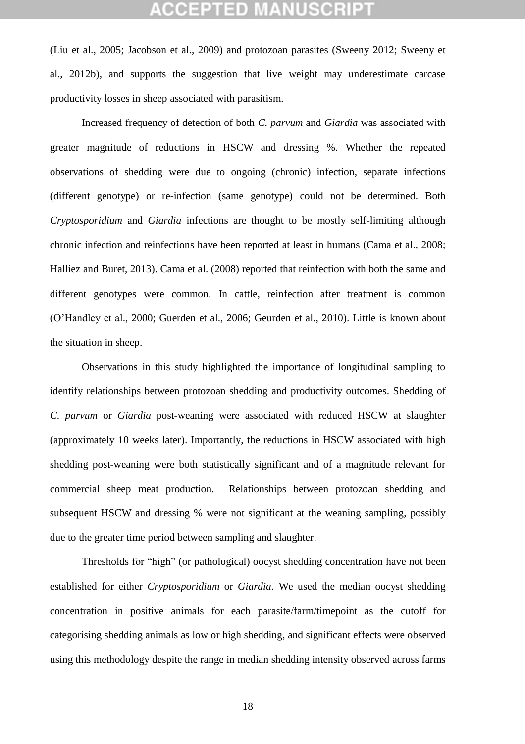(Liu et al., 2005; Jacobson et al., 2009) and protozoan parasites (Sweeny 2012; Sweeny et al., 2012b), and supports the suggestion that live weight may underestimate carcase productivity losses in sheep associated with parasitism.

Increased frequency of detection of both *C. parvum* and *Giardia* was associated with greater magnitude of reductions in HSCW and dressing %. Whether the repeated observations of shedding were due to ongoing (chronic) infection, separate infections (different genotype) or re-infection (same genotype) could not be determined. Both *Cryptosporidium* and *Giardia* infections are thought to be mostly self-limiting although chronic infection and reinfections have been reported at least in humans (Cama et al., 2008; Halliez and Buret, 2013). Cama et al. (2008) reported that reinfection with both the same and different genotypes were common. In cattle, reinfection after treatment is common (O'Handley et al., 2000; Guerden et al., 2006; Geurden et al., 2010). Little is known about the situation in sheep.

Observations in this study highlighted the importance of longitudinal sampling to identify relationships between protozoan shedding and productivity outcomes. Shedding of *C. parvum* or *Giardia* post-weaning were associated with reduced HSCW at slaughter (approximately 10 weeks later). Importantly, the reductions in HSCW associated with high shedding post-weaning were both statistically significant and of a magnitude relevant for commercial sheep meat production. Relationships between protozoan shedding and subsequent HSCW and dressing % were not significant at the weaning sampling, possibly due to the greater time period between sampling and slaughter.

Thresholds for "high" (or pathological) oocyst shedding concentration have not been established for either *Cryptosporidium* or *Giardia*. We used the median oocyst shedding concentration in positive animals for each parasite/farm/timepoint as the cutoff for categorising shedding animals as low or high shedding, and significant effects were observed using this methodology despite the range in median shedding intensity observed across farms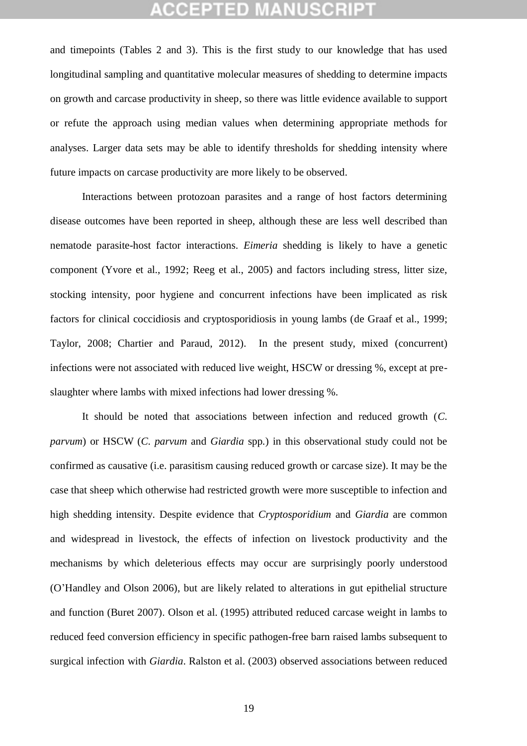and timepoints (Tables 2 and 3). This is the first study to our knowledge that has used longitudinal sampling and quantitative molecular measures of shedding to determine impacts on growth and carcase productivity in sheep, so there was little evidence available to support or refute the approach using median values when determining appropriate methods for analyses. Larger data sets may be able to identify thresholds for shedding intensity where future impacts on carcase productivity are more likely to be observed.

Interactions between protozoan parasites and a range of host factors determining disease outcomes have been reported in sheep, although these are less well described than nematode parasite-host factor interactions. *Eimeria* shedding is likely to have a genetic component (Yvore et al., 1992; Reeg et al., 2005) and factors including stress, litter size, stocking intensity, poor hygiene and concurrent infections have been implicated as risk factors for clinical coccidiosis and cryptosporidiosis in young lambs (de Graaf et al., 1999; Taylor, 2008; Chartier and Paraud, 2012). In the present study, mixed (concurrent) infections were not associated with reduced live weight, HSCW or dressing %, except at pre-slaughter where lambs with mixed infections had lower dressing %.

It should be noted that associations between infection and reduced growth (*C. parvum*) or HSCW (*C. parvum* and *Giardia* spp.) in this observational study could not be confirmed as causative (i.e. parasitism causing reduced growth or carcase size). It may be the case that sheep which otherwise had restricted growth were more susceptible to infection and high shedding intensity. Despite evidence that *Cryptosporidium* and *Giardia* are common and widespread in livestock, the effects of infection on livestock productivity and the mechanisms by which deleterious effects may occur are surprisingly poorly understood (O'Handley and Olson 2006), but are likely related to alterations in gut epithelial structure and function (Buret 2007). Olson et al. (1995) attributed reduced carcase weight in lambs to reduced feed conversion efficiency in specific pathogen-free barn raised lambs subsequent to surgical infection with *Giardia*. Ralston et al. (2003) observed associations between reduced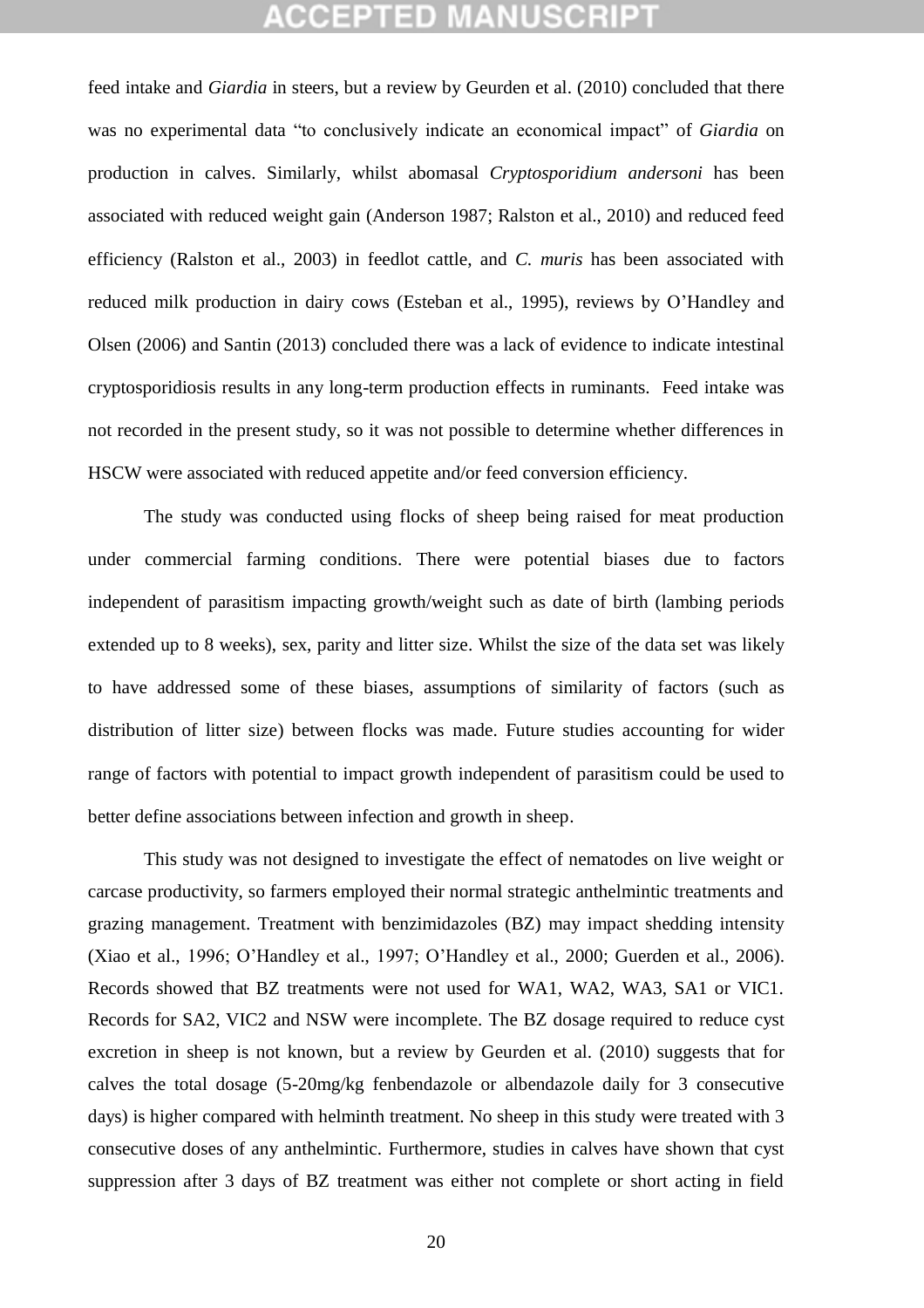feed intake and *Giardia* in steers, but a review by Geurden et al. (2010) concluded that there was no experimental data "to conclusively indicate an economical impact" of *Giardia* on production in calves. Similarly, whilst abomasal *Cryptosporidium andersoni* has been associated with reduced weight gain (Anderson 1987; Ralston et al., 2010) and reduced feed efficiency (Ralston et al., 2003) in feedlot cattle, and *C. muris* has been associated with reduced milk production in dairy cows (Esteban et al., 1995), reviews by O'Handley and Olsen (2006) and Santin (2013) concluded there was a lack of evidence to indicate intestinal cryptosporidiosis results in any long-term production effects in ruminants. Feed intake was not recorded in the present study, so it was not possible to determine whether differences in HSCW were associated with reduced appetite and/or feed conversion efficiency.

The study was conducted using flocks of sheep being raised for meat production under commercial farming conditions. There were potential biases due to factors independent of parasitism impacting growth/weight such as date of birth (lambing periods extended up to 8 weeks), sex, parity and litter size. Whilst the size of the data set was likely to have addressed some of these biases, assumptions of similarity of factors (such as distribution of litter size) between flocks was made. Future studies accounting for wider range of factors with potential to impact growth independent of parasitism could be used to better define associations between infection and growth in sheep.

This study was not designed to investigate the effect of nematodes on live weight or carcase productivity, so farmers employed their normal strategic anthelmintic treatments and grazing management. Treatment with benzimidazoles (BZ) may impact shedding intensity (Xiao et al., 1996; O'Handley et al., 1997; O'Handley et al., 2000; Guerden et al., 2006). Records showed that BZ treatments were not used for WA1, WA2, WA3, SA1 or VIC1. Records for SA2, VIC2 and NSW were incomplete. The BZ dosage required to reduce cyst excretion in sheep is not known, but a review by Geurden et al. (2010) suggests that for calves the total dosage (5-20mg/kg fenbendazole or albendazole daily for 3 consecutive days) is higher compared with helminth treatment. No sheep in this study were treated with 3 consecutive doses of any anthelmintic. Furthermore, studies in calves have shown that cyst suppression after 3 days of BZ treatment was either not complete or short acting in field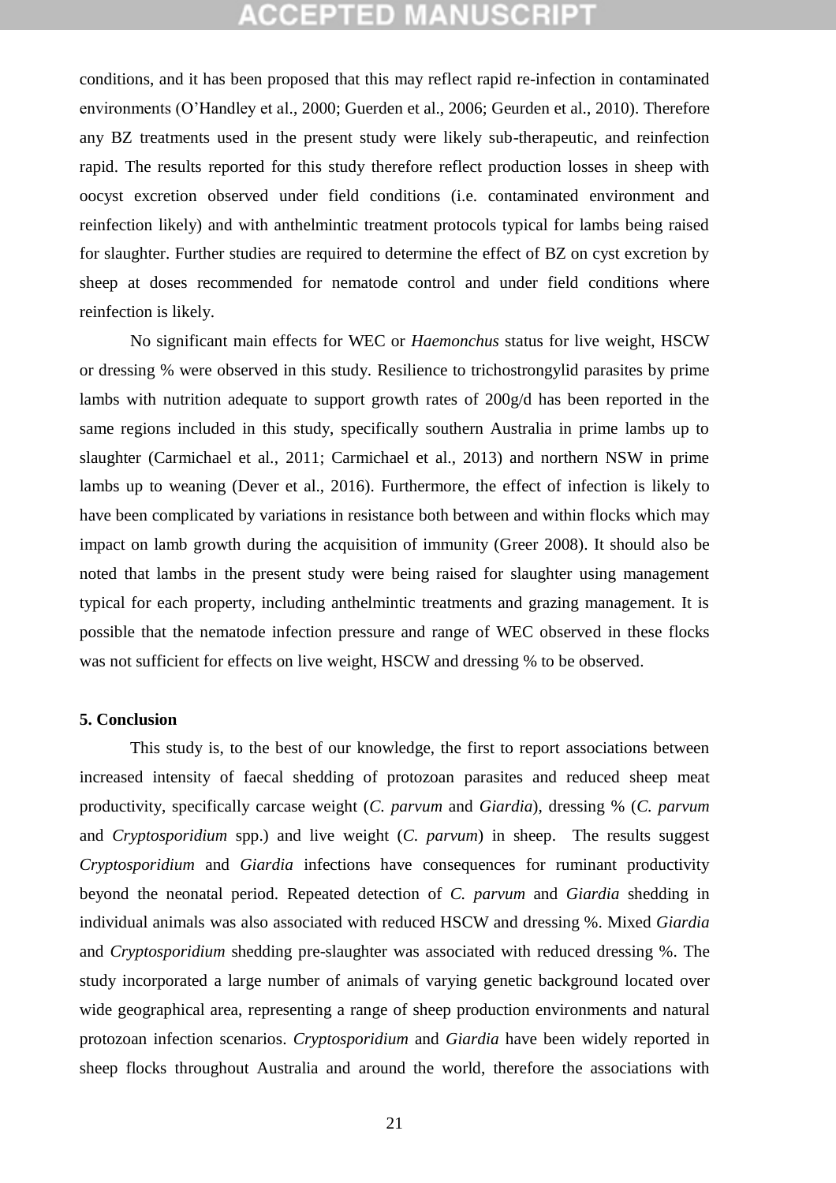conditions, and it has been proposed that this may reflect rapid re-infection in contaminated environments (O'Handley et al., 2000; Guerden et al., 2006; Geurden et al., 2010). Therefore any BZ treatments used in the present study were likely sub-therapeutic, and reinfection rapid. The results reported for this study therefore reflect production losses in sheep with oocyst excretion observed under field conditions (i.e. contaminated environment and reinfection likely) and with anthelmintic treatment protocols typical for lambs being raised for slaughter. Further studies are required to determine the effect of BZ on cyst excretion by sheep at doses recommended for nematode control and under field conditions where reinfection is likely.

No significant main effects for WEC or *Haemonchus* status for live weight, HSCW or dressing % were observed in this study. Resilience to trichostrongylid parasites by prime lambs with nutrition adequate to support growth rates of 200g/d has been reported in the same regions included in this study, specifically southern Australia in prime lambs up to slaughter (Carmichael et al., 2011; Carmichael et al., 2013) and northern NSW in prime lambs up to weaning (Dever et al., 2016). Furthermore, the effect of infection is likely to have been complicated by variations in resistance both between and within flocks which may impact on lamb growth during the acquisition of immunity (Greer 2008). It should also be noted that lambs in the present study were being raised for slaughter using management typical for each property, including anthelmintic treatments and grazing management. It is possible that the nematode infection pressure and range of WEC observed in these flocks was not sufficient for effects on live weight, HSCW and dressing % to be observed.

## 5. Conclusion

This study is, to the best of our knowledge, the first to report associations between increased intensity of faecal shedding of protozoan parasites and reduced sheep meat productivity, specifically carcase weight (*C. parvum* and *Giardia*), dressing % (*C. parvum* and *Cryptosporidium* spp.) and live weight (*C. parvum*) in sheep. The results suggest *Cryptosporidium* and *Giardia* infections have consequences for ruminant productivity beyond the neonatal period. Repeated detection of *C. parvum* and *Giardia* shedding in individual animals was also associated with reduced HSCW and dressing %. Mixed *Giardia* and *Cryptosporidium* shedding pre-slaughter was associated with reduced dressing %. The study incorporated a large number of animals of varying genetic background located over wide geographical area, representing a range of sheep production environments and natural protozoan infection scenarios. *Cryptosporidium* and *Giardia* have been widely reported in sheep flocks throughout Australia and around the world, therefore the associations with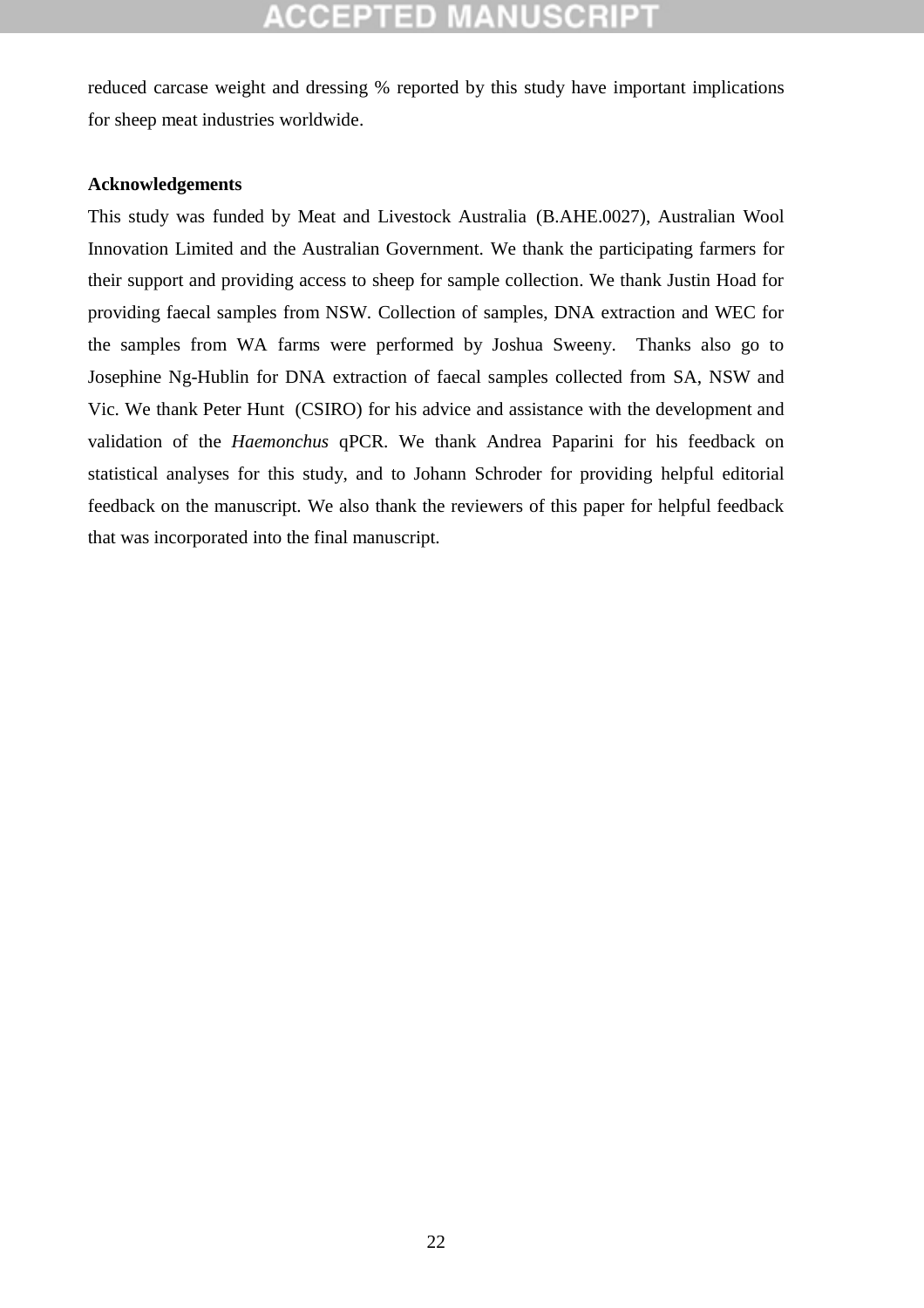reduced carcase weight and dressing % reported by this study have important implications for sheep meat industries worldwide.

**Acknowledgements**

This study was funded by Meat and Livestock Australia (B.AHE.0027), Australian Wool Innovation Limited and the Australian Government. We thank the participating farmers for their support and providing access to sheep for sample collection. We thank Justin Hoad for providing faecal samples from NSW. Collection of samples, DNA extraction and WEC for the samples from WA farms were performed by Joshua Sweeny. Thanks also go to Josephine Ng-Hublin for DNA extraction of faecal samples collected from SA, NSW and Vic. We thank Peter Hunt (CSIRO) for his advice and assistance with the development and validation of the *Haemonchus* qPCR. We thank Andrea Paparini for his feedback on statistical analyses for this study, and to Johann Schroder for providing helpful editorial feedback on the manuscript. We also thank the reviewers of this paper for helpful feedback that was incorporated into the final manuscript.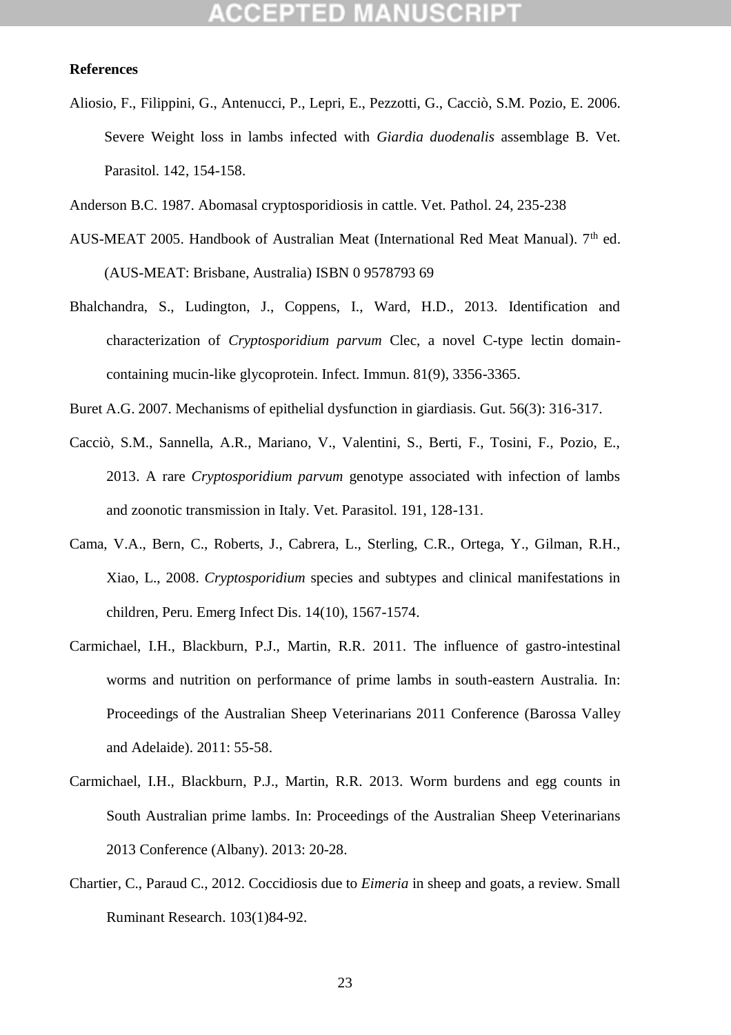**References**

Aliosio, F., Filippini, G., Antenucci, P., Lepri, E., Pezzotti, G., Cacciò, S.M. Pozio, E. 2006. Severe Weight loss in lambs infected with *Giardia duodenalis* assemblage B. Vet. Parasitol. 142, 154-158.

Anderson B.C. 1987. Abomasal cryptosporidiosis in cattle. Vet. Pathol. 24, 235-238

AUS-MEAT 2005. Handbook of Australian Meat (International Red Meat Manual). 7th ed. (AUS-MEAT: Brisbane, Australia) ISBN 0 9578793 69

Bhalchandra, S., Ludington, J., Coppens, I., Ward, H.D., 2013. Identification and characterization of *Cryptosporidium parvum* Clec, a novel C-type lectin domain-containing mucin-like glycoprotein. Infect. Immun. 81(9), 3356-3365.

Buret A.G. 2007. Mechanisms of epithelial dysfunction in giardiasis. Gut. 56(3): 316-317.

Cacciò, S.M., Sannella, A.R., Mariano, V., Valentini, S., Berti, F., Tosini, F., Pozio, E., 2013. A rare *Cryptosporidium parvum* genotype associated with infection of lambs and zoonotic transmission in Italy. Vet. Parasitol. 191, 128-131.

Cama, V.A., Bern, C., Roberts, J., Cabrera, L., Sterling, C.R., Ortega, Y., Gilman, R.H., Xiao, L., 2008. *Cryptosporidium* species and subtypes and clinical manifestations in children, Peru. Emerg Infect Dis. 14(10), 1567-1574.

Carmichael, I.H., Blackburn, P.J., Martin, R.R. 2011. The influence of gastro-intestinal worms and nutrition on performance of prime lambs in south-eastern Australia. In: Proceedings of the Australian Sheep Veterinarians 2011 Conference (Barossa Valley and Adelaide). 2011: 55-58.

Carmichael, I.H., Blackburn, P.J., Martin, R.R. 2013. Worm burdens and egg counts in South Australian prime lambs. In: Proceedings of the Australian Sheep Veterinarians 2013 Conference (Albany). 2013: 20-28.

Chartier, C., Paraud C., 2012. Coccidiosis due to *Eimeria* in sheep and goats, a review. Small Ruminant Research. 103(1)84-92.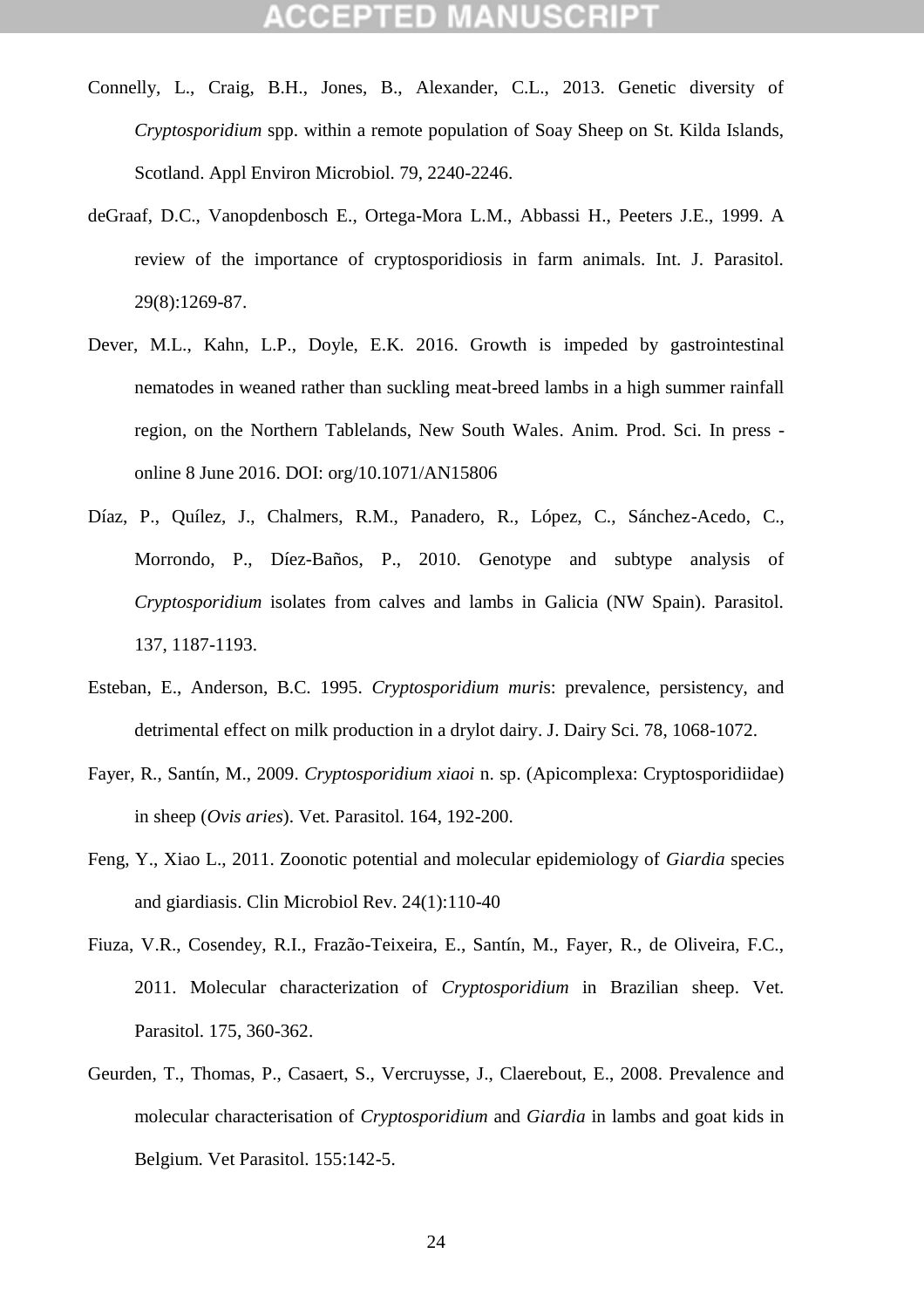Connelly, L., Craig, B.H., Jones, B., Alexander, C.L., 2013. Genetic diversity of *Cryptosporidium* spp. within a remote population of Soay Sheep on St. Kilda Islands, Scotland. Appl Environ Microbiol. 79, 2240-2246.

deGraaf, D.C., Vanopdenbosch E., Ortega-Mora L.M., Abbassi H., Peeters J.E., 1999. A review of the importance of cryptosporidiosis in farm animals. Int. J. Parasitol. 29(8):1269-87.

Dever, M.L., Kahn, L.P., Doyle, E.K. 2016. Growth is impeded by gastrointestinal nematodes in weaned rather than suckling meat-breed lambs in a high summer rainfall region, on the Northern Tablelands, New South Wales. Anim. Prod. Sci. In press - online 8 June 2016. DOI: org/10.1071/AN15806

Díaz, P., Quílez, J., Chalmers, R.M., Panadero, R., López, C., Sánchez-Acedo, C., Morrondo, P., Díez-Baños, P., 2010. Genotype and subtype analysis of *Cryptosporidium* isolates from calves and lambs in Galicia (NW Spain). Parasitol. 137, 1187-1193.

Esteban, E., Anderson, B.C. 1995. *Cryptosporidium muris*: prevalence, persistency, and detrimental effect on milk production in a drylot dairy. J. Dairy Sci. 78, 1068-1072.

Fayer, R., Santín, M., 2009. *Cryptosporidium xiaoi* n. sp. (Apicomplexa: Cryptosporidiidae) in sheep (*Ovis aries*). Vet. Parasitol. 164, 192-200.

Feng, Y., Xiao L., 2011. Zoonotic potential and molecular epidemiology of *Giardia* species and giardiasis. Clin Microbiol Rev. 24(1):110-40

Fiuza, V.R., Cosendey, R.I., Frazão-Teixeira, E., Santín, M., Fayer, R., de Oliveira, F.C., 2011. Molecular characterization of *Cryptosporidium* in Brazilian sheep. Vet. Parasitol. 175, 360-362.

Geurden, T., Thomas, P., Casaert, S., Vercruysse, J., Claerebout, E., 2008. Prevalence and molecular characterisation of *Cryptosporidium* and *Giardia* in lambs and goat kids in Belgium. Vet Parasitol. 155:142-5.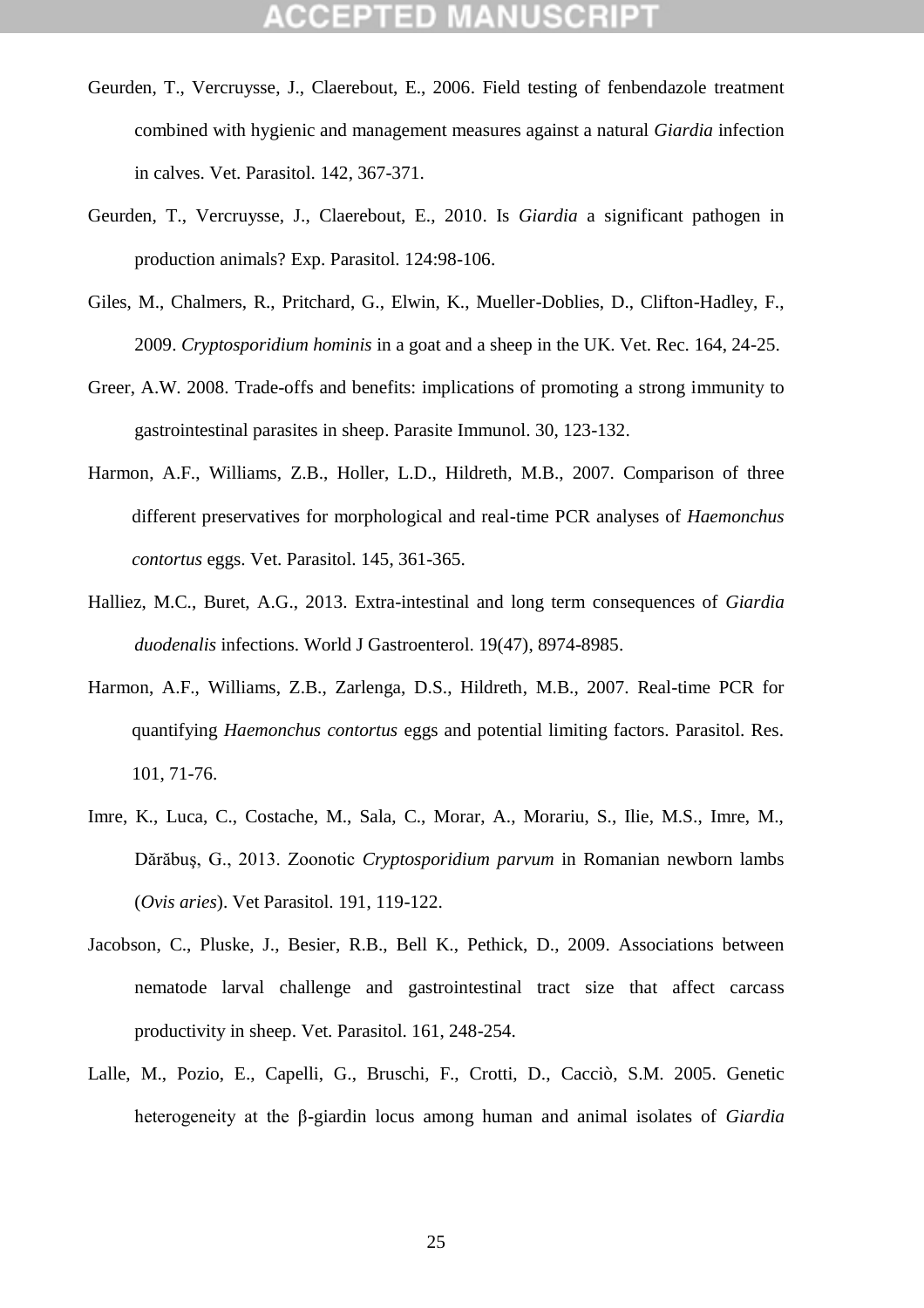Geurden, T., Vercruysse, J., Claerebout, E., 2006. Field testing of fenbendazole treatment combined with hygienic and management measures against a natural *Giardia* infection in calves. Vet. Parasitol. 142, 367-371.

Geurden, T., Vercruysse, J., Claerebout, E., 2010. Is *Giardia* a significant pathogen in production animals? Exp. Parasitol. 124:98-106.

Giles, M., Chalmers, R., Pritchard, G., Elwin, K., Mueller-Doblies, D., Clifton-Hadley, F., 2009. *Cryptosporidium hominis* in a goat and a sheep in the UK. Vet. Rec. 164, 24-25.

Greer, A.W. 2008. Trade-offs and benefits: implications of promoting a strong immunity to gastrointestinal parasites in sheep. Parasite Immunol. 30, 123-132.

Harmon, A.F., Williams, Z.B., Holler, L.D., Hildreth, M.B., 2007. Comparison of three different preservatives for morphological and real-time PCR analyses of *Haemonchus contortus* eggs. Vet. Parasitol. 145, 361-365.

Halliez, M.C., Buret, A.G., 2013. Extra-intestinal and long term consequences of *Giardia duodenalis* infections. World J Gastroenterol. 19(47), 8974-8985.

Harmon, A.F., Williams, Z.B., Zarlenga, D.S., Hildreth, M.B., 2007. Real-time PCR for quantifying *Haemonchus contortus* eggs and potential limiting factors. Parasitol. Res. 101, 71-76.

Imre, K., Luca, C., Costache, M., Sala, C., Morar, A., Morariu, S., Ilie, M.S., Imre, M., Dărăbuş, G., 2013. Zoonotic *Cryptosporidium parvum* in Romanian newborn lambs (*Ovis aries*). Vet Parasitol. 191, 119-122.

Jacobson, C., Pluske, J., Besier, R.B., Bell K., Pethick, D., 2009. Associations between nematode larval challenge and gastrointestinal tract size that affect carcass productivity in sheep. Vet. Parasitol. 161, 248-254.

Lalle, M., Pozio, E., Capelli, G., Bruschi, F., Crotti, D., Cacciò, S.M. 2005. Genetic heterogeneity at the β-giardin locus among human and animal isolates of *Giardia*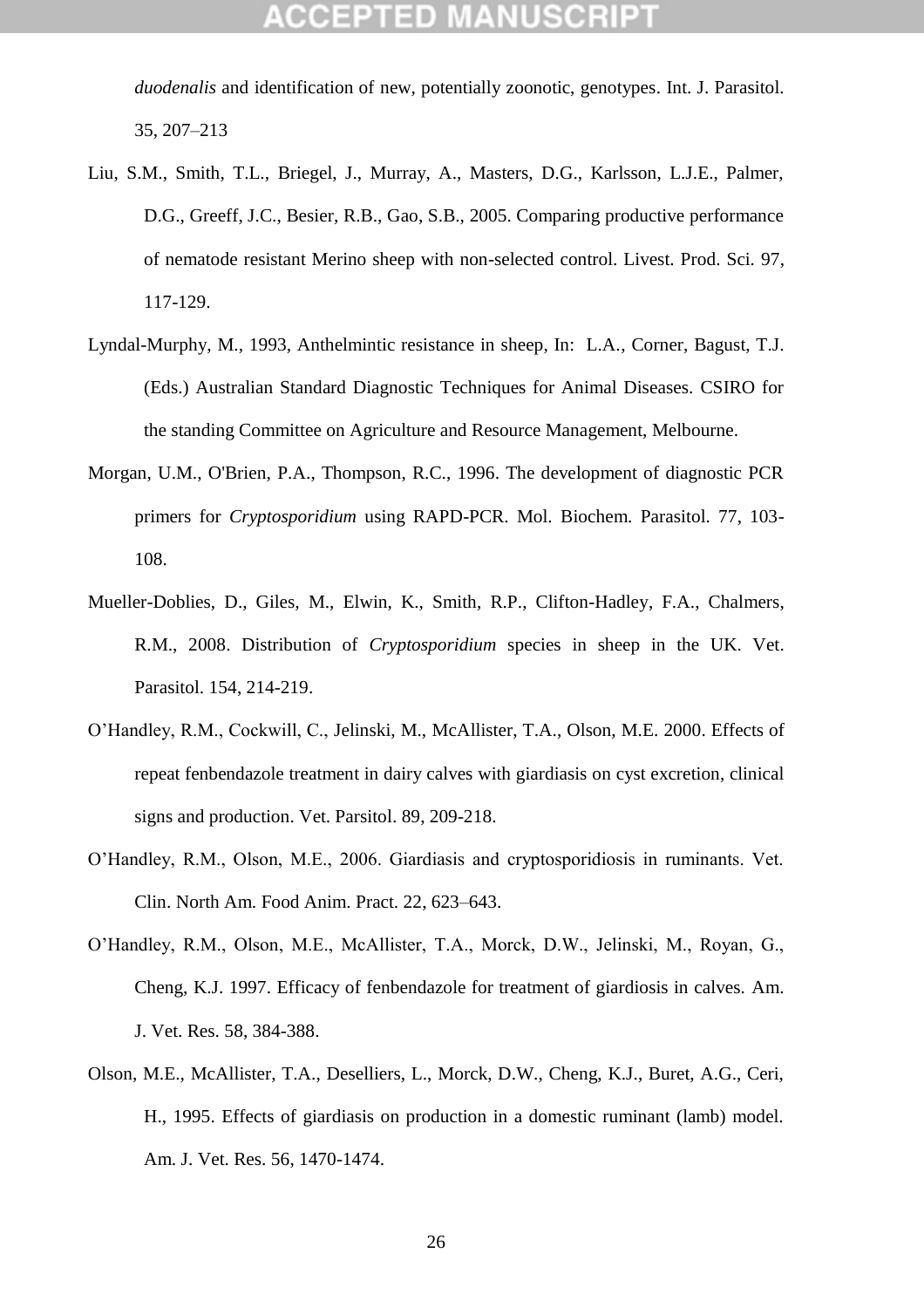*duodenalis* and identification of new, potentially zoonotic, genotypes. Int. J. Parasitol. 35, 207–213

Liu, S.M., Smith, T.L., Briegel, J., Murray, A., Masters, D.G., Karlsson, L.J.E., Palmer, D.G., Greeff, J.C., Besier, R.B., Gao, S.B., 2005. Comparing productive performance of nematode resistant Merino sheep with non-selected control. Livest. Prod. Sci. 97, 117-129.

Lyndal-Murphy, M., 1993, Anthelmintic resistance in sheep, In: L.A., Corner, Bagust, T.J. (Eds.) Australian Standard Diagnostic Techniques for Animal Diseases. CSIRO for the standing Committee on Agriculture and Resource Management, Melbourne.

Morgan, U.M., O'Brien, P.A., Thompson, R.C., 1996. The development of diagnostic PCR primers for *Cryptosporidium* using RAPD-PCR. Mol. Biochem. Parasitol. 77, 103-108.

Mueller-Doblies, D., Giles, M., Elwin, K., Smith, R.P., Clifton-Hadley, F.A., Chalmers, R.M., 2008. Distribution of *Cryptosporidium* species in sheep in the UK. Vet. Parasitol. 154, 214-219.

O'Handley, R.M., Cockwill, C., Jelinski, M., McAllister, T.A., Olson, M.E. 2000. Effects of repeat fenbendazole treatment in dairy calves with giardiasis on cyst excretion, clinical signs and production. Vet. Parsitol. 89, 209-218.

O'Handley, R.M., Olson, M.E., 2006. Giardiasis and cryptosporidiosis in ruminants. Vet. Clin. North Am. Food Anim. Pract. 22, 623–643.

O'Handley, R.M., Olson, M.E., McAllister, T.A., Morck, D.W., Jelinski, M., Royan, G., Cheng, K.J. 1997. Efficacy of fenbendazole for treatment of giardiosis in calves. Am. J. Vet. Res. 58, 384-388.

Olson, M.E., McAllister, T.A., Deselliers, L., Morck, D.W., Cheng, K.J., Buret, A.G., Ceri, H., 1995. Effects of giardiasis on production in a domestic ruminant (lamb) model. Am. J. Vet. Res. 56, 1470-1474.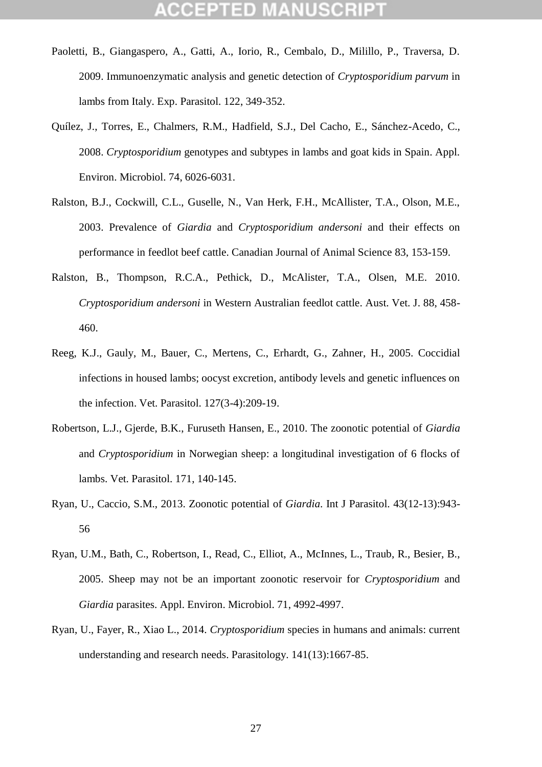Paoletti, B., Giangaspero, A., Gatti, A., Iorio, R., Cembalo, D., Milillo, P., Traversa, D. 2009. Immunoenzymatic analysis and genetic detection of *Cryptosporidium parvum* in lambs from Italy. Exp. Parasitol. 122, 349-352.

Quílez, J., Torres, E., Chalmers, R.M., Hadfield, S.J., Del Cacho, E., Sánchez-Acedo, C., 2008. *Cryptosporidium* genotypes and subtypes in lambs and goat kids in Spain. Appl. Environ. Microbiol. 74, 6026-6031.

Ralston, B.J., Cockwill, C.L., Guselle, N., Van Herk, F.H., McAllister, T.A., Olson, M.E., 2003. Prevalence of *Giardia* and *Cryptosporidium andersoni* and their effects on performance in feedlot beef cattle. Canadian Journal of Animal Science 83, 153-159.

Ralston, B., Thompson, R.C.A., Pethick, D., McAlister, T.A., Olsen, M.E. 2010. *Cryptosporidium andersoni* in Western Australian feedlot cattle. Aust. Vet. J. 88, 458-460.

Reeg, K.J., Gauly, M., Bauer, C., Mertens, C., Erhardt, G., Zahner, H., 2005. Coccidial infections in housed lambs; oocyst excretion, antibody levels and genetic influences on the infection. Vet. Parasitol. 127(3-4):209-19.

Robertson, L.J., Gjerde, B.K., Furuseth Hansen, E., 2010. The zoonotic potential of *Giardia* and *Cryptosporidium* in Norwegian sheep: a longitudinal investigation of 6 flocks of lambs. Vet. Parasitol. 171, 140-145.

Ryan, U., Caccio, S.M., 2013. Zoonotic potential of *Giardia*. Int J Parasitol. 43(12-13):943-56

Ryan, U.M., Bath, C., Robertson, I., Read, C., Elliot, A., McInnes, L., Traub, R., Besier, B., 2005. Sheep may not be an important zoonotic reservoir for *Cryptosporidium* and *Giardia* parasites. Appl. Environ. Microbiol. 71, 4992-4997.

Ryan, U., Fayer, R., Xiao L., 2014. *Cryptosporidium* species in humans and animals: current understanding and research needs. Parasitology. 141(13):1667-85.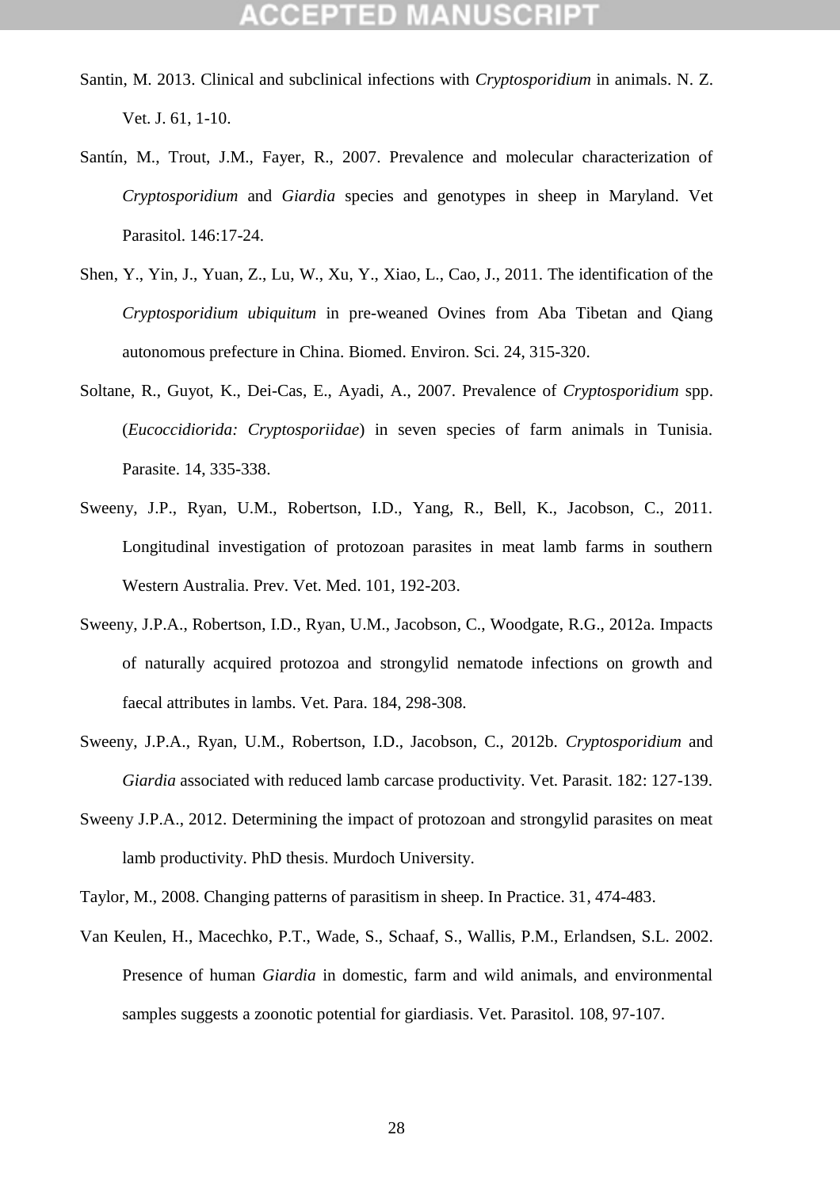Santin, M. 2013. Clinical and subclinical infections with *Cryptosporidium* in animals. N. Z. Vet. J. 61, 1-10.

Santín, M., Trout, J.M., Fayer, R., 2007. Prevalence and molecular characterization of *Cryptosporidium* and *Giardia* species and genotypes in sheep in Maryland. Vet Parasitol. 146:17-24.

Shen, Y., Yin, J., Yuan, Z., Lu, W., Xu, Y., Xiao, L., Cao, J., 2011. The identification of the *Cryptosporidium ubiquitum* in pre-weaned Ovines from Aba Tibetan and Qiang autonomous prefecture in China. Biomed. Environ. Sci. 24, 315-320.

Soltane, R., Guyot, K., Dei-Cas, E., Ayadi, A., 2007. Prevalence of *Cryptosporidium* spp. (*Eucoccidiorida: Cryptosporiidae*) in seven species of farm animals in Tunisia. Parasite. 14, 335-338.

Sweeny, J.P., Ryan, U.M., Robertson, I.D., Yang, R., Bell, K., Jacobson, C., 2011. Longitudinal investigation of protozoan parasites in meat lamb farms in southern Western Australia. Prev. Vet. Med. 101, 192-203.

Sweeny, J.P.A., Robertson, I.D., Ryan, U.M., Jacobson, C., Woodgate, R.G., 2012a. Impacts of naturally acquired protozoa and strongylid nematode infections on growth and faecal attributes in lambs. Vet. Para. 184, 298-308.

Sweeny, J.P.A., Ryan, U.M., Robertson, I.D., Jacobson, C., 2012b. *Cryptosporidium* and *Giardia* associated with reduced lamb carcase productivity. Vet. Parasit. 182: 127-139.

Sweeny J.P.A., 2012. Determining the impact of protozoan and strongylid parasites on meat lamb productivity. PhD thesis. Murdoch University.

Taylor, M., 2008. Changing patterns of parasitism in sheep. In Practice. 31, 474-483.

Van Keulen, H., Macechko, P.T., Wade, S., Schaaf, S., Wallis, P.M., Erlandsen, S.L. 2002. Presence of human *Giardia* in domestic, farm and wild animals, and environmental samples suggests a zoonotic potential for giardiasis. Vet. Parasitol. 108, 97-107.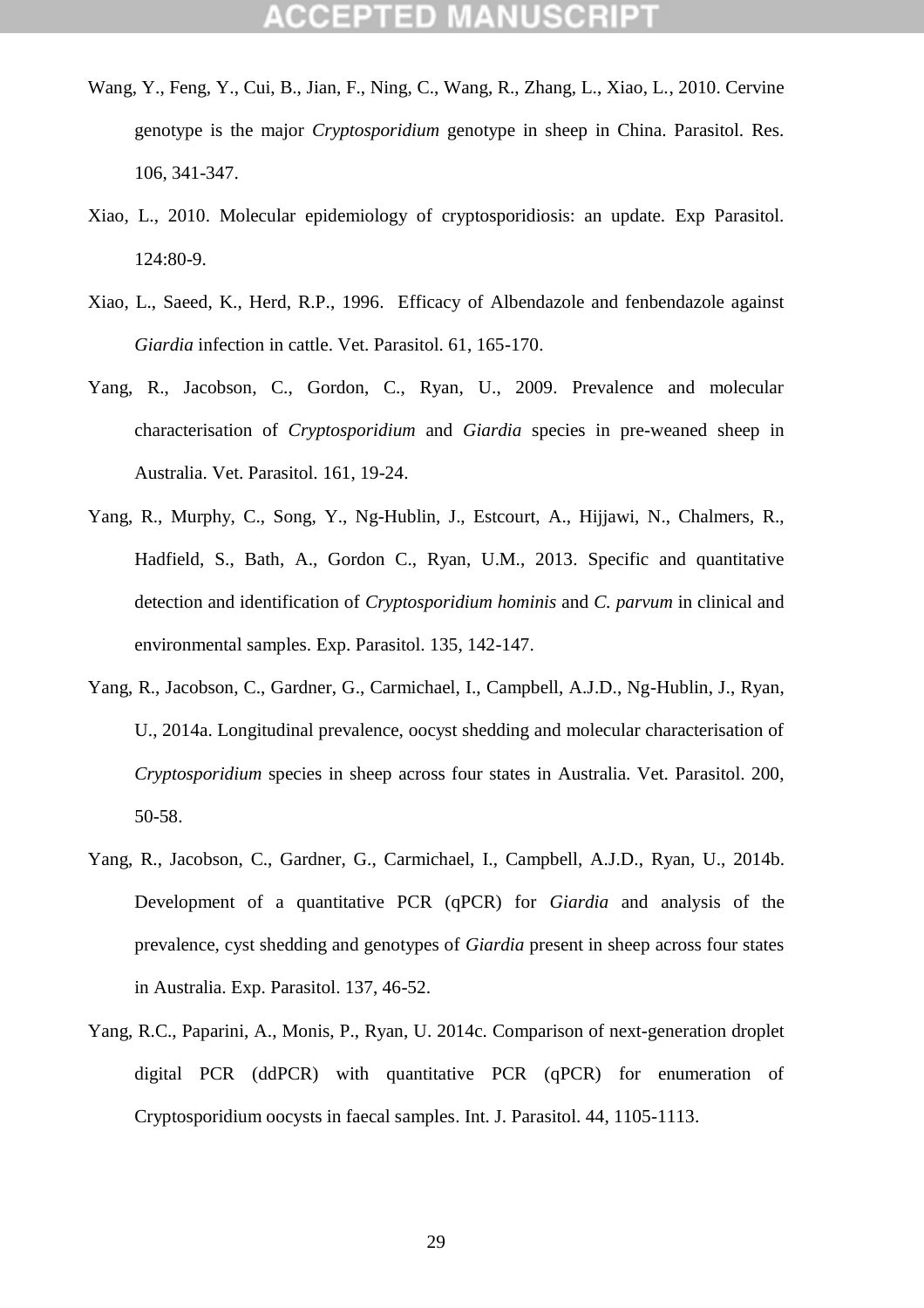Wang, Y., Feng, Y., Cui, B., Jian, F., Ning, C., Wang, R., Zhang, L., Xiao, L., 2010. Cervine genotype is the major *Cryptosporidium* genotype in sheep in China. Parasitol. Res. 106, 341-347.

Xiao, L., 2010. Molecular epidemiology of cryptosporidiosis: an update. Exp Parasitol. 124:80-9.

Xiao, L., Saeed, K., Herd, R.P., 1996. Efficacy of Albendazole and fenbendazole against *Giardia* infection in cattle. Vet. Parasitol. 61, 165-170.

Yang, R., Jacobson, C., Gordon, C., Ryan, U., 2009. Prevalence and molecular characterisation of *Cryptosporidium* and *Giardia* species in pre-weaned sheep in Australia. Vet. Parasitol. 161, 19-24.

Yang, R., Murphy, C., Song, Y., Ng-Hublin, J., Estcourt, A., Hijjawi, N., Chalmers, R., Hadfield, S., Bath, A., Gordon C., Ryan, U.M., 2013. Specific and quantitative detection and identification of *Cryptosporidium hominis* and *C. parvum* in clinical and environmental samples. Exp. Parasitol. 135, 142-147.

Yang, R., Jacobson, C., Gardner, G., Carmichael, I., Campbell, A.J.D., Ng-Hublin, J., Ryan, U., 2014a. Longitudinal prevalence, oocyst shedding and molecular characterisation of *Cryptosporidium* species in sheep across four states in Australia. Vet. Parasitol. 200, 50-58.

Yang, R., Jacobson, C., Gardner, G., Carmichael, I., Campbell, A.J.D., Ryan, U., 2014b. Development of a quantitative PCR (qPCR) for *Giardia* and analysis of the prevalence, cyst shedding and genotypes of *Giardia* present in sheep across four states in Australia. Exp. Parasitol. 137, 46-52.

Yang, R.C., Paparini, A., Monis, P., Ryan, U. 2014c. Comparison of next-generation droplet digital PCR (ddPCR) with quantitative PCR (qPCR) for enumeration of Cryptosporidium oocysts in faecal samples. Int. J. Parasitol. 44, 1105-1113.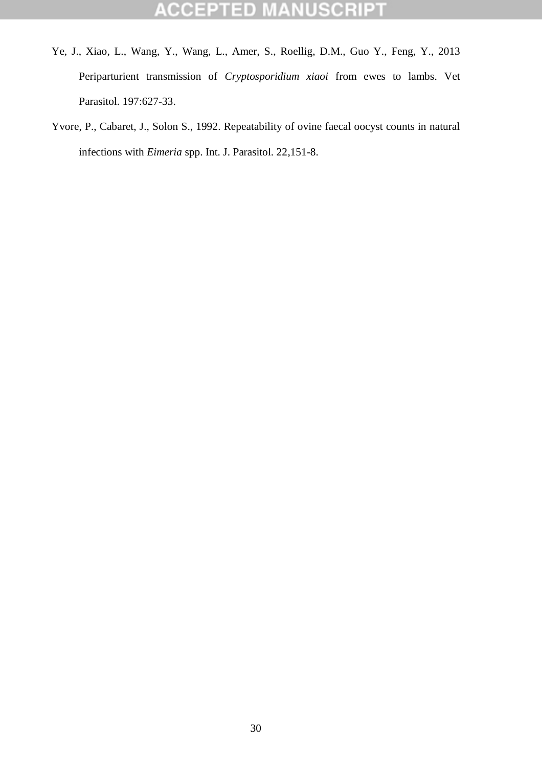Ye, J., Xiao, L., Wang, Y., Wang, L., Amer, S., Roellig, D.M., Guo Y., Feng, Y., 2013 Periparturient transmission of *Cryptosporidium xiaoi* from ewes to lambs. Vet Parasitol. 197:627-33.

Yvore, P., Cabaret, J., Solon S., 1992. Repeatability of ovine faecal oocyst counts in natural infections with *Eimeria* spp. Int. J. Parasitol. 22,151-8.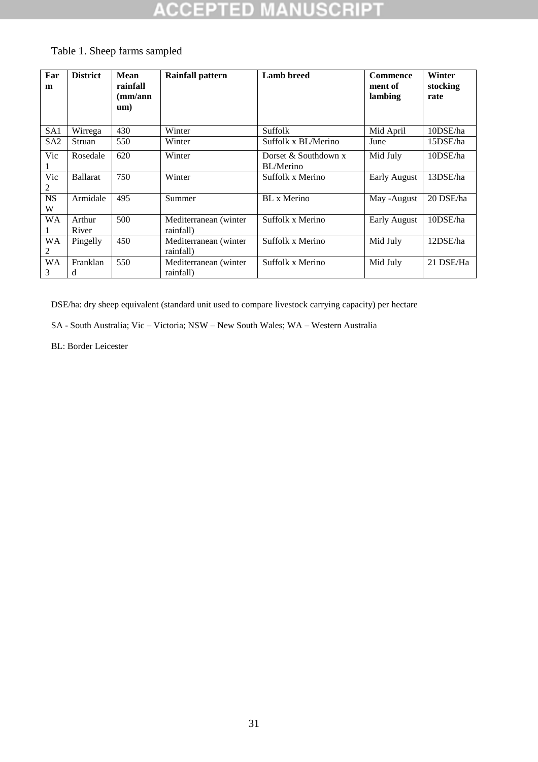Table 1. Sheep farms sampled

| Farm | District | Mean rainfall (mm/annum) | Rainfall pattern | Lamb breed | Commencement of lambing | Winter stocking rate |
|---|---|---|---|---|---|---|
| SA1 | Wirrega | 430 | Winter | Suffolk | Mid April | 10DSE/ha |
| SA2 | Struan | 550 | Winter | Suffolk x BL/Merino | June | 15DSE/ha |
| Vic 1 | Rosedale | 620 | Winter | Dorset & Southdown x BL/Merino | Mid July | 10DSE/ha |
| Vic 2 | Ballarat | 750 | Winter | Suffolk x Merino | Early August | 13DSE/ha |
| NSW | Armidale | 495 | Summer | BL x Merino | May -August | 20 DSE/ha |
| WA 1 | Arthur River | 500 | Mediterranean (winter rainfall) | Suffolk x Merino | Early August | 10DSE/ha |
| WA 2 | Pingelly | 450 | Mediterranean (winter rainfall) | Suffolk x Merino | Mid July | 12DSE/ha |
| WA 3 | Frankland | 550 | Mediterranean (winter rainfall) | Suffolk x Merino | Mid July | 21 DSE/Ha |

DSE/ha: dry sheep equivalent (standard unit used to compare livestock carrying capacity) per hectare

SA - South Australia; Vic – Victoria; NSW – New South Wales; WA – Western Australia

BL: Border Leicester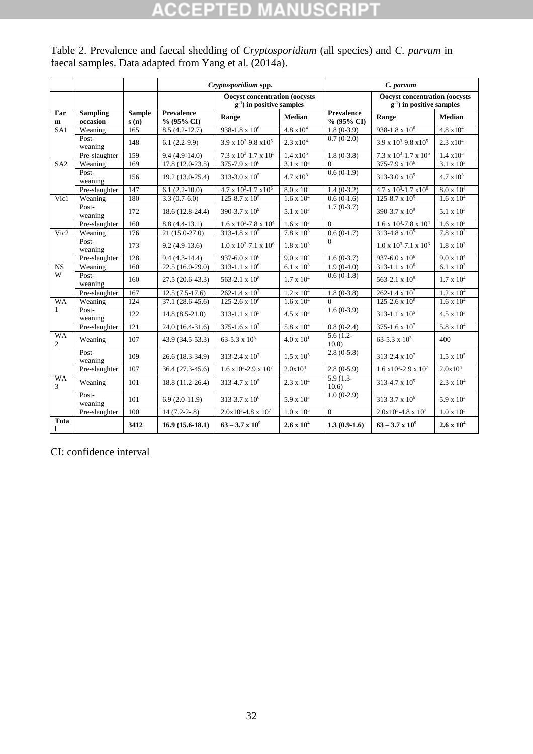Table 2. Prevalence and faecal shedding of *Cryptosporidium* (all species) and *C. parvum* in faecal samples. Data adapted from Yang et al. (2014a).

| | | | *Cryptosporidium* spp. | | | *C. parvum* | | |
|---|---|---|---|---|---|---|---|---|
| | | | | Oocyst concentration (oocysts $g^{-1}$) in positive samples | | | Oocyst concentration (oocysts $g^{-1}$) in positive samples | |
| **Farm** | **Sampling occasion** | **Samples (n)** | **Prevalence % (95% CI)** | **Range** | **Median** | **Prevalence % (95% CI)** | **Range** | **Median** |
| SA1 | Weaning | 165 | 8.5 (4.2-12.7) | 938-1.8 x $10^6$ | 4.8 x$10^4$ | 1.8 (0-3.9) | 938-1.8 x $10^6$ | 4.8 x$10^4$ |
| | Post-weaning | 148 | 6.1 (2.2-9.9) | 3.9 x $10^3$-9.8 x$10^5$ | 2.3 x$10^4$ | 0.7 (0-2.0) | 3.9 x $10^3$-9.8 x$10^5$ | 2.3 x$10^4$ |
| | Pre-slaughter | 159 | 9.4 (4.9-14.0) | 7.3 x $10^3$-1.7 x $10^5$ | 1.4 x$10^5$ | 1.8 (0-3.8) | 7.3 x $10^3$-1.7 x $10^5$ | 1.4 x$10^5$ |
| SA2 | Weaning | 169 | 17.8 (12.0-23.5) | 375-7.9 x $10^6$ | 3.1 x $10^3$ | 0 | 375-7.9 x $10^6$ | 3.1 x $10^3$ |
| | Post-weaning | 156 | 19.2 (13.0-25.4) | 313-3.0 x $10^5$ | 4.7 x$10^3$ | 0.6 (0-1.9) | 313-3.0 x $10^5$ | 4.7 x$10^3$ |
| | Pre-slaughter | 147 | 6.1 (2.2-10.0) | 4.7 x $10^3$-1.7 x$10^6$ | 8.0 x $10^4$ | 1.4 (0-3.2) | 4.7 x $10^3$-1.7 x$10^6$ | 8.0 x $10^4$ |
| Vic1 | Weaning | 180 | 3.3 (0.7-6.0) | 125-8.7 x $10^5$ | 1.6 x $10^4$ | 0.6 (0-1.6) | 125-8.7 x $10^5$ | 1.6 x $10^4$ |
| | Post-weaning | 172 | 18.6 (12.8-24.4) | 390-3.7 x $10^9$ | 5.1 x $10^3$ | 1.7 (0-3.7) | 390-3.7 x $10^9$ | 5.1 x $10^3$ |
| | Pre-slaughter | 160 | 8.8 (4.4-13.1) | 1.6 x $10^3$-7.8 x $10^4$ | 1.6 x $10^3$ | 0 | 1.6 x $10^3$-7.8 x $10^4$ | 1.6 x $10^3$ |
| Vic2 | Weaning | 176 | 21 (15.0-27.0) | 313-4.8 x $10^5$ | 7.8 x $10^3$ | 0.6 (0-1.7) | 313-4.8 x $10^5$ | 7.8 x $10^3$ |
| | Post-weaning | 173 | 9.2 (4.9-13.6) | 1.0 x $10^3$-7.1 x $10^6$ | 1.8 x $10^3$ | 0 | 1.0 x $10^3$-7.1 x $10^6$ | 1.8 x $10^3$ |
| | Pre-slaughter | 128 | 9.4 (4.3-14.4) | 937-6.0 x $10^6$ | 9.0 x $10^4$ | 1.6 (0-3.7) | 937-6.0 x $10^6$ | 9.0 x $10^4$ |
| NSW | Weaning | 160 | 22.5 (16.0-29.0) | 313-1.1 x $10^6$ | 6.1 x $10^3$ | 1.9 (0-4.0) | 313-1.1 x $10^6$ | 6.1 x $10^3$ |
| | Post-weaning | 160 | 27.5 (20.6-43.3) | 563-2.1 x $10^8$ | 1.7 x $10^4$ | 0.6 (0-1.8) | 563-2.1 x $10^8$ | 1.7 x $10^4$ |
| | Pre-slaughter | 167 | 12.5 (7.5-17.6) | 262-1.4 x $10^7$ | 1.2 x $10^4$ | 1.8 (0-3.8) | 262-1.4 x $10^7$ | 1.2 x $10^4$ |
| WA1 | Weaning | 124 | 37.1 (28.6-45.6) | 125-2.6 x $10^6$ | 1.6 x $10^4$ | 0 | 125-2.6 x $10^6$ | 1.6 x $10^4$ |
| | Post-weaning | 122 | 14.8 (8.5-21.0) | 313-1.1 x $10^5$ | 4.5 x $10^3$ | 1.6 (0-3.9) | 313-1.1 x $10^5$ | 4.5 x $10^3$ |
| | Pre-slaughter | 121 | 24.0 (16.4-31.6) | 375-1.6 x $10^7$ | 5.8 x $10^4$ | 0.8 (0-2.4) | 375-1.6 x $10^7$ | 5.8 x $10^4$ |
| WA2 | Weaning | 107 | 43.9 (34.5-53.3) | 63-5.3 x $10^3$ | 4.0 x $10^1$ | 5.6 (1.2-10.0) | 63-5.3 x $10^3$ | 400 |
| | Post-weaning | 109 | 26.6 (18.3-34.9) | 313-2.4 x $10^7$ | 1.5 x $10^5$ | 2.8 (0-5.8) | 313-2.4 x $10^7$ | 1.5 x $10^5$ |
| | Pre-slaughter | 107 | 36.4 (27.3-45.6) | 1.6 x$10^3$-2.9 x $10^7$ | 2.0x$10^4$ | 2.8 (0-5.9) | 1.6 x$10^3$-2.9 x $10^7$ | 2.0x$10^4$ |
| WA3 | Weaning | 101 | 18.8 (11.2-26.4) | 313-4.7 x $10^5$ | 2.3 x $10^4$ | 5.9 (1.3-10.6) | 313-4.7 x $10^5$ | 2.3 x $10^4$ |
| | Post-weaning | 101 | 6.9 (2.0-11.9) | 313-3.7 x $10^6$ | 5.9 x $10^3$ | 1.0 (0-2.9) | 313-3.7 x $10^6$ | 5.9 x $10^3$ |
| | Pre-slaughter | 100 | 14 (7.2-2-.8) | 2.0x$10^3$-4.8 x $10^7$ | 1.0 x $10^5$ | 0 | 2.0x$10^3$-4.8 x $10^7$ | 1.0 x $10^5$ |
| **Total** | | **3412** | **16.9 (15.6-18.1)** | **63 – 3.7 x $10^9$** | **2.6 x $10^4$** | **1.3 (0.9-1.6)** | **63 – 3.7 x $10^9$** | **2.6 x $10^4$** |

CI: confidence interval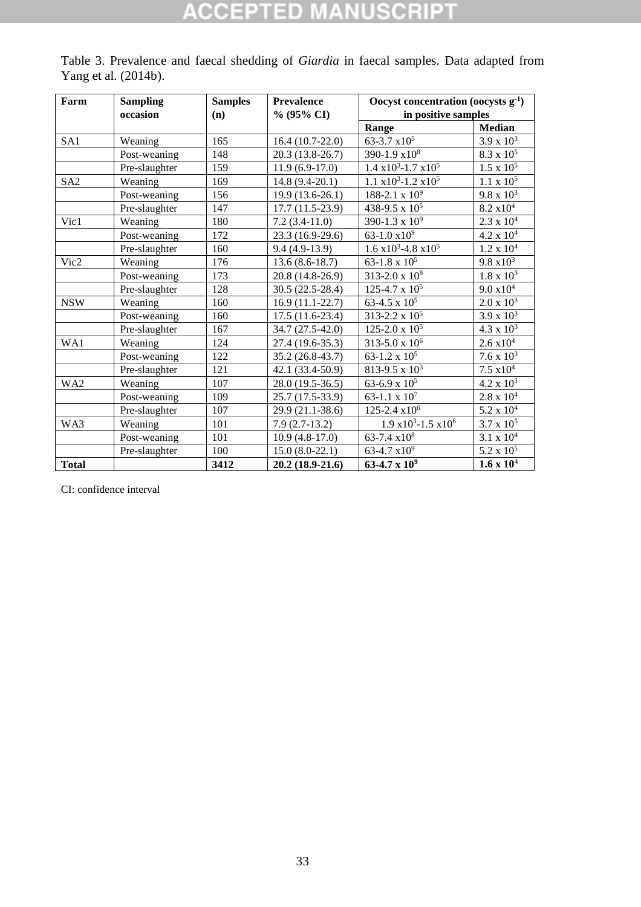Table 3. Prevalence and faecal shedding of *Giardia* in faecal samples. Data adapted from Yang et al. (2014b).

| Farm | Sampling occasion | Samples (n) | Prevalence % (95% CI) | Oocyst concentration (oocysts $g^{-1}$) in positive samples | |
|---|---|---|---|---|---|
| | | | | Range | Median |
| SA1 | Weaning | 165 | 16.4 (10.7-22.0) | 63-3.7 $x10^5$ | 3.9 x $10^3$ |
| | Post-weaning | 148 | 20.3 (13.8-26.7) | 390-1.9 $x10^8$ | 8.3 x $10^5$ |
| | Pre-slaughter | 159 | 11.9 (6.9-17.0) | 1.4 $x10^3$-1.7 $x10^5$ | 1.5 x $10^5$ |
| SA2 | Weaning | 169 | 14.8 (9.4-20.1) | 1.1 $x10^3$-1.2 $x10^5$ | 1.1 x $10^5$ |
| | Post-weaning | 156 | 19.9 (13.6-26.1) | 188-2.1 x $10^9$ | 9.8 x $10^3$ |
| | Pre-slaughter | 147 | 17.7 (11.5-23.9) | 438-9.5 x $10^5$ | 8.2 $x10^4$ |
| Vic1 | Weaning | 180 | 7.2 (3.4-11.0) | 390-1.3 x $10^9$ | 2.3 x $10^4$ |
| | Post-weaning | 172 | 23.3 (16.9-29.6) | 63-1.0 $x10^9$ | 4.2 x $10^4$ |
| | Pre-slaughter | 160 | 9.4 (4.9-13.9) | 1.6 $x10^3$-4.8 $x10^5$ | 1.2 x $10^4$ |
| Vic2 | Weaning | 176 | 13.6 (8.6-18.7) | 63-1.8 x $10^5$ | 9.8 $x10^3$ |
| | Post-weaning | 173 | 20.8 (14.8-26.9) | 313-2.0 x $10^8$ | 1.8 x $10^3$ |
| | Pre-slaughter | 128 | 30.5 (22.5-28.4) | 125-4.7 x $10^5$ | 9.0 $x10^4$ |
| NSW | Weaning | 160 | 16.9 (11.1-22.7) | 63-4.5 x $10^5$ | 2.0 x $10^3$ |
| | Post-weaning | 160 | 17.5 (11.6-23.4) | 313-2.2 x $10^5$ | 3.9 x $10^3$ |
| | Pre-slaughter | 167 | 34.7 (27.5-42.0) | 125-2.0 x $10^5$ | 4.3 x $10^3$ |
| WA1 | Weaning | 124 | 27.4 (19.6-35.3) | 313-5.0 x $10^6$ | 2.6 $x10^4$ |
| | Post-weaning | 122 | 35.2 (26.8-43.7) | 63-1.2 x $10^5$ | 7.6 x $10^3$ |
| | Pre-slaughter | 121 | 42.1 (33.4-50.9) | 813-9.5 x $10^3$ | 7.5 $x10^4$ |
| WA2 | Weaning | 107 | 28.0 (19.5-36.5) | 63-6.9 x $10^5$ | 4.2 x $10^3$ |
| | Post-weaning | 109 | 25.7 (17.5-33.9) | 63-1.1 x $10^7$ | 2.8 x $10^4$ |
| | Pre-slaughter | 107 | 29.9 (21.1-38.6) | 125-2.4 $x10^6$ | 5.2 x $10^4$ |
| WA3 | Weaning | 101 | 7.9 (2.7-13.2) | 1.9 $x10^3$-1.5 $x10^6$ | 3.7 x $10^5$ |
| | Post-weaning | 101 | 10.9 (4.8-17.0) | 63-7.4 $x10^8$ | 3.1 x $10^4$ |
| | Pre-slaughter | 100 | 15.0 (8.0-22.1) | 63-4.7 $x10^9$ | 5.2 x $10^5$ |
| **Total** | | **3412** | **20.2 (18.9-21.6)** | **63-4.7 x $10^9$** | **1.6 x $10^4$** |

CI: confidence interval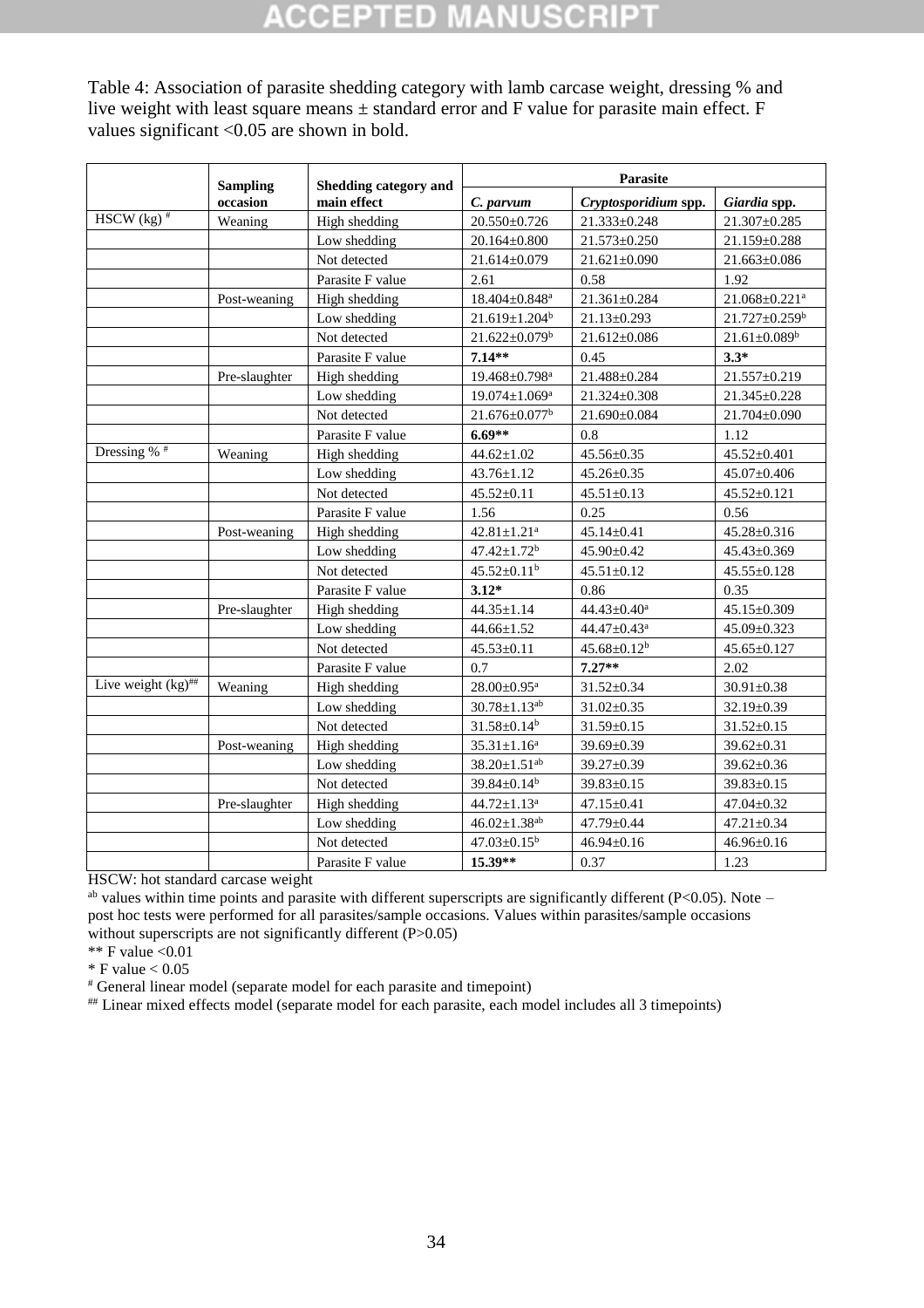Table 4: Association of parasite shedding category with lamb carcase weight, dressing % and live weight with least square means ± standard error and F value for parasite main effect. F values significant <0.05 are shown in bold.

| | Sampling occasion | Shedding category and main effect | Parasite | | |
|---|---|---|---|---|---|
| | | | *C. parvum* | *Cryptosporidium* spp. | *Giardia* spp. |
| HSCW (kg) [#] | Weaning | High shedding | 20.550±0.726 | 21.333±0.248 | 21.307±0.285 |
| | | Low shedding | 20.164±0.800 | 21.573±0.250 | 21.159±0.288 |
| | | Not detected | 21.614±0.079 | 21.621±0.090 | 21.663±0.086 |
| | | Parasite F value | 2.61 | 0.58 | 1.92 |
| | Post-weaning | High shedding | 18.404±0.848[a] | 21.361±0.284 | 21.068±0.221[a] |
| | | Low shedding | 21.619±1.204[b] | 21.13±0.293 | 21.727±0.259[b] |
| | | Not detected | 21.622±0.079[b] | 21.612±0.086 | 21.61±0.089[b] |
| | | Parasite F value | **7.14**** | 0.45 | **3.3*** |
| | Pre-slaughter | High shedding | 19.468±0.798[a] | 21.488±0.284 | 21.557±0.219 |
| | | Low shedding | 19.074±1.069[a] | 21.324±0.308 | 21.345±0.228 |
| | | Not detected | 21.676±0.077[b] | 21.690±0.084 | 21.704±0.090 |
| | | Parasite F value | **6.69**** | 0.8 | 1.12 |
| Dressing % [#] | Weaning | High shedding | 44.62±1.02 | 45.56±0.35 | 45.52±0.401 |
| | | Low shedding | 43.76±1.12 | 45.26±0.35 | 45.07±0.406 |
| | | Not detected | 45.52±0.11 | 45.51±0.13 | 45.52±0.121 |
| | | Parasite F value | 1.56 | 0.25 | 0.56 |
| | Post-weaning | High shedding | 42.81±1.21[a] | 45.14±0.41 | 45.28±0.316 |
| | | Low shedding | 47.42±1.72[b] | 45.90±0.42 | 45.43±0.369 |
| | | Not detected | 45.52±0.11[b] | 45.51±0.12 | 45.55±0.128 |
| | | Parasite F value | **3.12*** | 0.86 | 0.35 |
| | Pre-slaughter | High shedding | 44.35±1.14 | 44.43±0.40[a] | 45.15±0.309 |
| | | Low shedding | 44.66±1.52 | 44.47±0.43[a] | 45.09±0.323 |
| | | Not detected | 45.53±0.11 | 45.68±0.12[b] | 45.65±0.127 |
| | | Parasite F value | 0.7 | **7.27**** | 2.02 |
| Live weight (kg)[##] | Weaning | High shedding | 28.00±0.95[a] | 31.52±0.34 | 30.91±0.38 |
| | | Low shedding | 30.78±1.13[ab] | 31.02±0.35 | 32.19±0.39 |
| | | Not detected | 31.58±0.14[b] | 31.59±0.15 | 31.52±0.15 |
| | Post-weaning | High shedding | 35.31±1.16[a] | 39.69±0.39 | 39.62±0.31 |
| | | Low shedding | 38.20±1.51[ab] | 39.27±0.39 | 39.62±0.36 |
| | | Not detected | 39.84±0.14[b] | 39.83±0.15 | 39.83±0.15 |
| | Pre-slaughter | High shedding | 44.72±1.13[a] | 47.15±0.41 | 47.04±0.32 |
| | | Low shedding | 46.02±1.38[ab] | 47.79±0.44 | 47.21±0.34 |
| | | Not detected | 47.03±0.15[b] | 46.94±0.16 | 46.96±0.16 |
| | | Parasite F value | **15.39**** | 0.37 | 1.23 |

HSCW: hot standard carcase weight

[ab] values within time points and parasite with different superscripts are significantly different (P<0.05). Note – post hoc tests were performed for all parasites/sample occasions. Values within parasites/sample occasions without superscripts are not significantly different (P>0.05)

** F value <0.01

* F value < 0.05

[#] General linear model (separate model for each parasite and timepoint)

[##] Linear mixed effects model (separate model for each parasite, each model includes all 3 timepoints)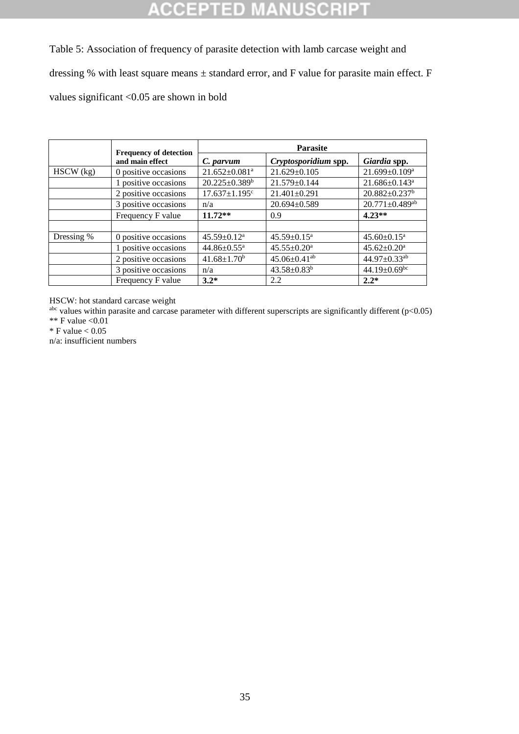Table 5: Association of frequency of parasite detection with lamb carcase weight and dressing % with least square means ± standard error, and F value for parasite main effect. F values significant <0.05 are shown in bold

| | Frequency of detection and main effect | Parasite | | |
|---|---|---|---|---|
| | | *C. parvum* | *Cryptosporidium* spp. | *Giardia* spp. |
| HSCW (kg) | 0 positive occasions | 21.652±0.081[a] | 21.629±0.105 | 21.699±0.109[a] |
| | 1 positive occasions | 20.225±0.389[b] | 21.579±0.144 | 21.686±0.143[a] |
| | 2 positive occasions | 17.637±1.195[c] | 21.401±0.291 | 20.882±0.237[b] |
| | 3 positive occasions | n/a | 20.694±0.589 | 20.771±0.489[ab] |
| | Frequency F value | **11.72**** | 0.9 | **4.23**** |
| | | | | |
| Dressing % | 0 positive occasions | 45.59±0.12[a] | 45.59±0.15[a] | 45.60±0.15[a] |
| | 1 positive occasions | 44.86±0.55[a] | 45.55±0.20[a] | 45.62±0.20[a] |
| | 2 positive occasions | 41.68±1.70[b] | 45.06±0.41[ab] | 44.97±0.33[ab] |
| | 3 positive occasions | n/a | 43.58±0.83[b] | 44.19±0.69[bc] |
| | Frequency F value | **3.2*** | 2.2 | **2.2*** |

HSCW: hot standard carcase weight
[abc] values within parasite and carcase parameter with different superscripts are significantly different ($p<0.05$)
** F value <0.01
* F value < 0.05
n/a: insufficient numbers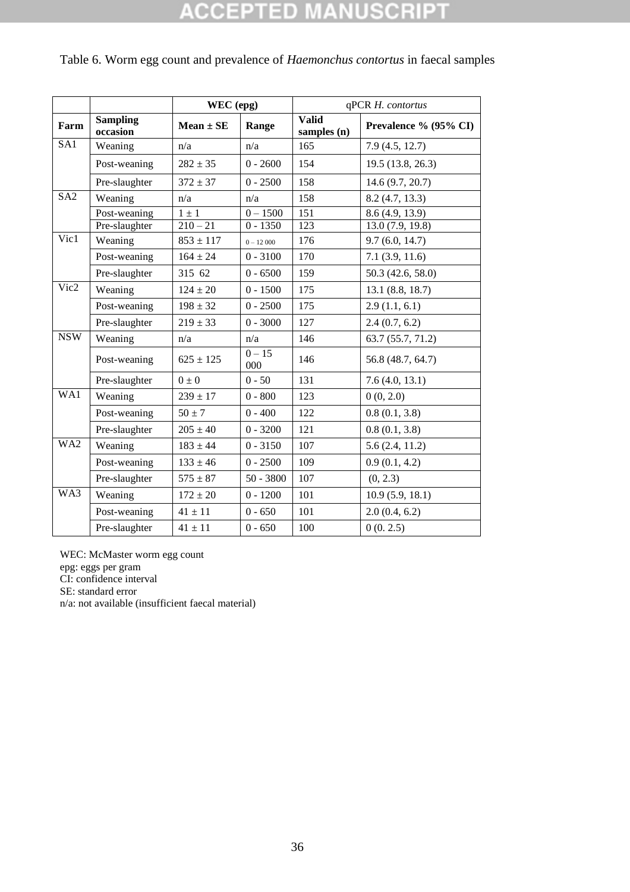Table 6. Worm egg count and prevalence of *Haemonchus contortus* in faecal samples

| | | WEC (epg) | | qPCR *H. contortus* | |
|---|---|---|---|---|---|
| **Farm** | **Sampling occasion** | **Mean ± SE** | **Range** | **Valid samples (n)** | **Prevalence % (95% CI)** |
| SA1 | Weaning | n/a | n/a | 165 | 7.9 (4.5, 12.7) |
| | Post-weaning | 282 ± 35 | 0 - 2600 | 154 | 19.5 (13.8, 26.3) |
| | Pre-slaughter | 372 ± 37 | 0 - 2500 | 158 | 14.6 (9.7, 20.7) |
| SA2 | Weaning | n/a | n/a | 158 | 8.2 (4.7, 13.3) |
| | Post-weaning | 1 ± 1 | 0 – 1500 | 151 | 8.6 (4.9, 13.9) |
| | Pre-slaughter | 210 – 21 | 0 - 1350 | 123 | 13.0 (7.9, 19.8) |
| Vic1 | Weaning | 853 ± 117 | 0 – 12 000 | 176 | 9.7 (6.0, 14.7) |
| | Post-weaning | 164 ± 24 | 0 - 3100 | 170 | 7.1 (3.9, 11.6) |
| | Pre-slaughter | 315 62 | 0 - 6500 | 159 | 50.3 (42.6, 58.0) |
| Vic2 | Weaning | 124 ± 20 | 0 - 1500 | 175 | 13.1 (8.8, 18.7) |
| | Post-weaning | 198 ± 32 | 0 - 2500 | 175 | 2.9 (1.1, 6.1) |
| | Pre-slaughter | 219 ± 33 | 0 - 3000 | 127 | 2.4 (0.7, 6.2) |
| NSW | Weaning | n/a | n/a | 146 | 63.7 (55.7, 71.2) |
| | Post-weaning | 625 ± 125 | 0 – 15 000 | 146 | 56.8 (48.7, 64.7) |
| | Pre-slaughter | 0 ± 0 | 0 - 50 | 131 | 7.6 (4.0, 13.1) |
| WA1 | Weaning | 239 ± 17 | 0 - 800 | 123 | 0 (0, 2.0) |
| | Post-weaning | 50 ± 7 | 0 - 400 | 122 | 0.8 (0.1, 3.8) |
| | Pre-slaughter | 205 ± 40 | 0 - 3200 | 121 | 0.8 (0.1, 3.8) |
| WA2 | Weaning | 183 ± 44 | 0 - 3150 | 107 | 5.6 (2.4, 11.2) |
| | Post-weaning | 133 ± 46 | 0 - 2500 | 109 | 0.9 (0.1, 4.2) |
| | Pre-slaughter | 575 ± 87 | 50 - 3800 | 107 | (0, 2.3) |
| WA3 | Weaning | 172 ± 20 | 0 - 1200 | 101 | 10.9 (5.9, 18.1) |
| | Post-weaning | 41 ± 11 | 0 - 650 | 101 | 2.0 (0.4, 6.2) |
| | Pre-slaughter | 41 ± 11 | 0 - 650 | 100 | 0 (0. 2.5) |

WEC: McMaster worm egg count
epg: eggs per gram
CI: confidence interval
SE: standard error
n/a: not available (insufficient faecal material)